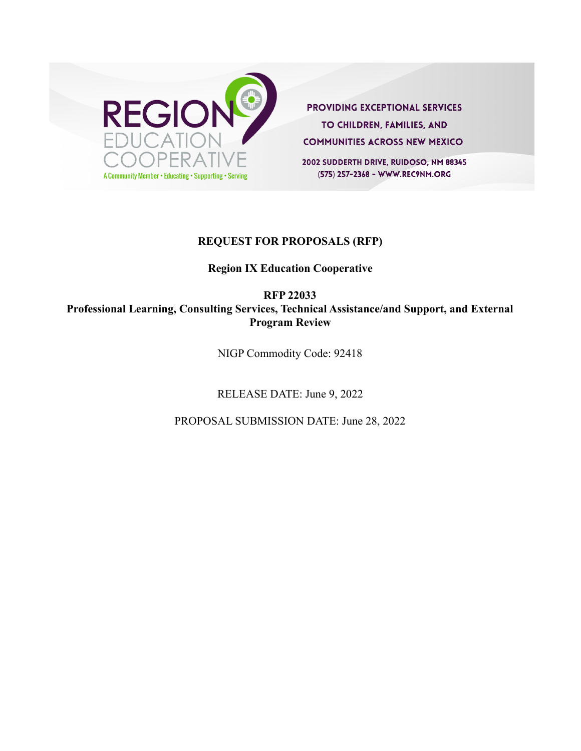REGION 9 EDUCATION COOPERATIVE

A Community Member • Educating • Supporting • Serving

PROVIDING EXCEPTIONAL SERVICES TO CHILDREN, FAMILIES, AND COMMUNITIES ACROSS NEW MEXICO

2002 SUDDERTH DRIVE, RUIDOSO, NM 88345

(575) 257-2368 - WWW.REC9NM.ORG

# REQUEST FOR PROPOSALS (RFP)

## Region IX Education Cooperative

## RFP 22033
## Professional Learning, Consulting Services, Technical Assistance/and Support, and External Program Review

NIGP Commodity Code: 92418

RELEASE DATE: June 9, 2022

PROPOSAL SUBMISSION DATE: June 28, 2022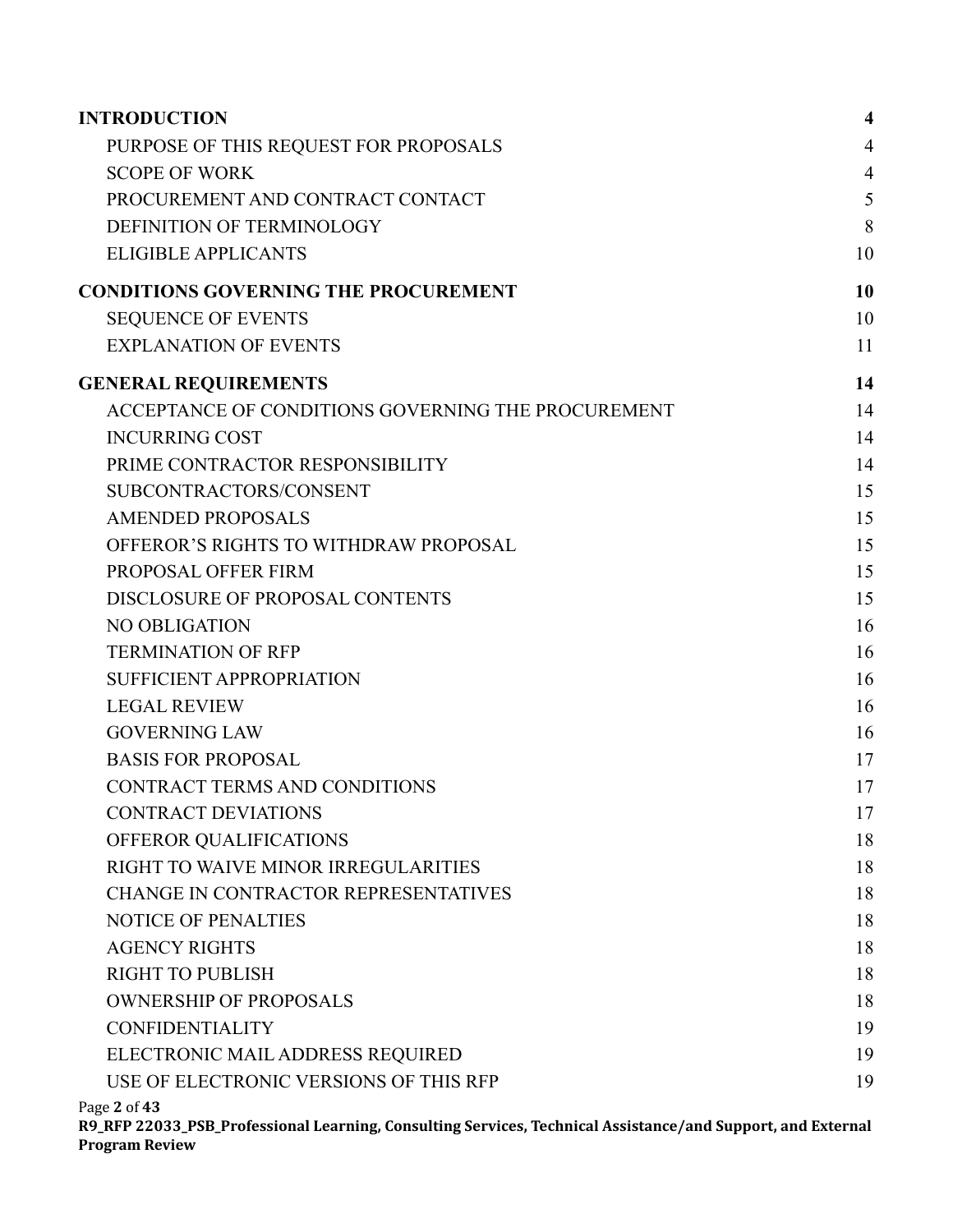| | |
|---|---|
| **INTRODUCTION** | **4** |
| PURPOSE OF THIS REQUEST FOR PROPOSALS | 4 |
| SCOPE OF WORK | 4 |
| PROCUREMENT AND CONTRACT CONTACT | 5 |
| DEFINITION OF TERMINOLOGY | 8 |
| ELIGIBLE APPLICANTS | 10 |
| **CONDITIONS GOVERNING THE PROCUREMENT** | **10** |
| SEQUENCE OF EVENTS | 10 |
| EXPLANATION OF EVENTS | 11 |
| **GENERAL REQUIREMENTS** | **14** |
| ACCEPTANCE OF CONDITIONS GOVERNING THE PROCUREMENT | 14 |
| INCURRING COST | 14 |
| PRIME CONTRACTOR RESPONSIBILITY | 14 |
| SUBCONTRACTORS/CONSENT | 15 |
| AMENDED PROPOSALS | 15 |
| OFFEROR'S RIGHTS TO WITHDRAW PROPOSAL | 15 |
| PROPOSAL OFFER FIRM | 15 |
| DISCLOSURE OF PROPOSAL CONTENTS | 15 |
| NO OBLIGATION | 16 |
| TERMINATION OF RFP | 16 |
| SUFFICIENT APPROPRIATION | 16 |
| LEGAL REVIEW | 16 |
| GOVERNING LAW | 16 |
| BASIS FOR PROPOSAL | 17 |
| CONTRACT TERMS AND CONDITIONS | 17 |
| CONTRACT DEVIATIONS | 17 |
| OFFEROR QUALIFICATIONS | 18 |
| RIGHT TO WAIVE MINOR IRREGULARITIES | 18 |
| CHANGE IN CONTRACTOR REPRESENTATIVES | 18 |
| NOTICE OF PENALTIES | 18 |
| AGENCY RIGHTS | 18 |
| RIGHT TO PUBLISH | 18 |
| OWNERSHIP OF PROPOSALS | 18 |
| CONFIDENTIALITY | 19 |
| ELECTRONIC MAIL ADDRESS REQUIRED | 19 |
| USE OF ELECTRONIC VERSIONS OF THIS RFP | 19 |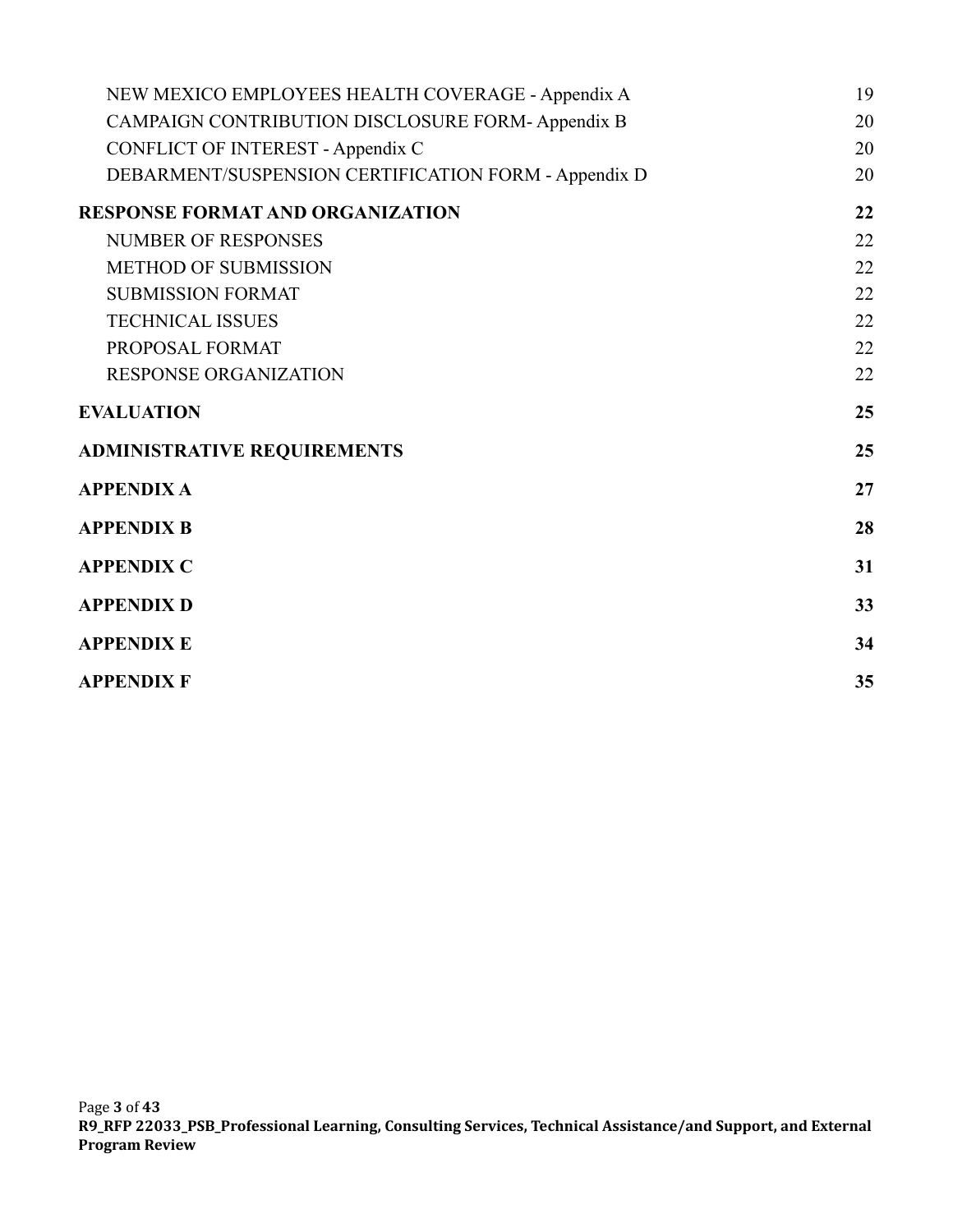NEW MEXICO EMPLOYEES HEALTH COVERAGE - Appendix A 19
CAMPAIGN CONTRIBUTION DISCLOSURE FORM- Appendix B 20
CONFLICT OF INTEREST - Appendix C 20
DEBARMENT/SUSPENSION CERTIFICATION FORM - Appendix D 20

**RESPONSE FORMAT AND ORGANIZATION 22**

NUMBER OF RESPONSES 22
METHOD OF SUBMISSION 22
SUBMISSION FORMAT 22
TECHNICAL ISSUES 22
PROPOSAL FORMAT 22
RESPONSE ORGANIZATION 22

**EVALUATION 25**

**ADMINISTRATIVE REQUIREMENTS 25**

**APPENDIX A 27**

**APPENDIX B 28**

**APPENDIX C 31**

**APPENDIX D 33**

**APPENDIX E 34**

**APPENDIX F 35**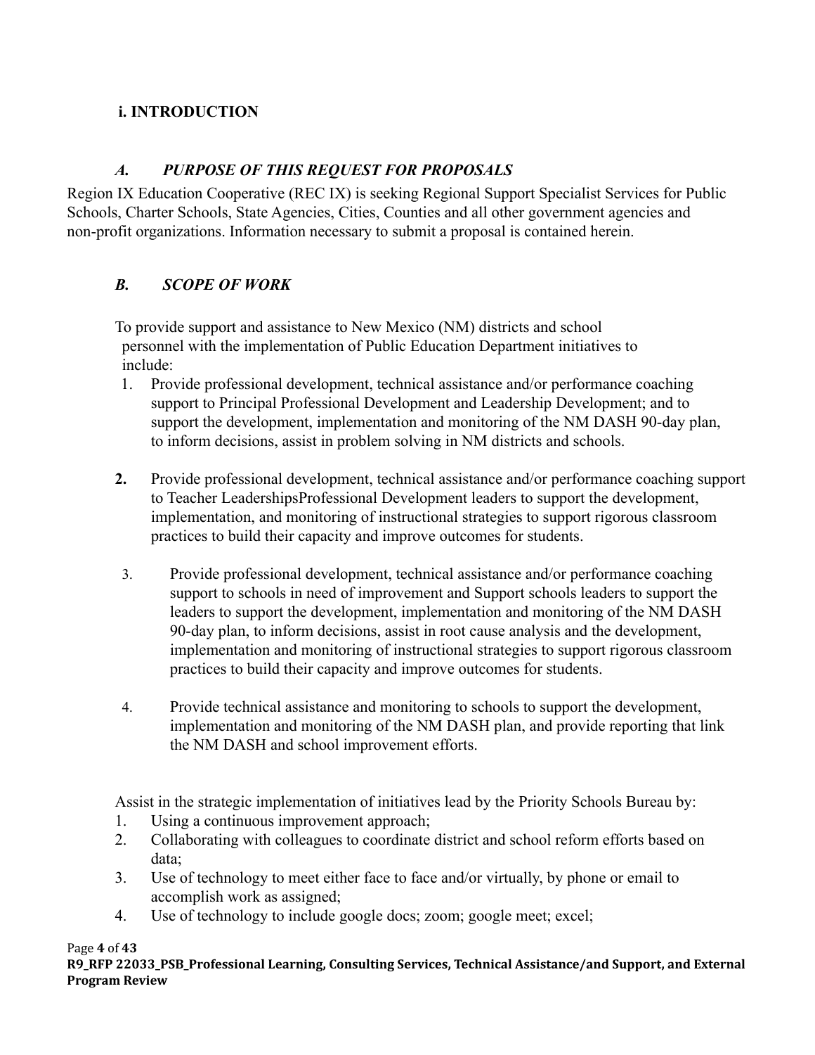## i. INTRODUCTION

### *A. PURPOSE OF THIS REQUEST FOR PROPOSALS*

Region IX Education Cooperative (REC IX) is seeking Regional Support Specialist Services for Public Schools, Charter Schools, State Agencies, Cities, Counties and all other government agencies and non-profit organizations. Information necessary to submit a proposal is contained herein.

### *B. SCOPE OF WORK*

To provide support and assistance to New Mexico (NM) districts and school personnel with the implementation of Public Education Department initiatives to include:

1. Provide professional development, technical assistance and/or performance coaching support to Principal Professional Development and Leadership Development; and to support the development, implementation and monitoring of the NM DASH 90-day plan, to inform decisions, assist in problem solving in NM districts and schools.

2. Provide professional development, technical assistance and/or performance coaching support to Teacher LeadershipsProfessional Development leaders to support the development, implementation, and monitoring of instructional strategies to support rigorous classroom practices to build their capacity and improve outcomes for students.

3. Provide professional development, technical assistance and/or performance coaching support to schools in need of improvement and Support schools leaders to support the leaders to support the development, implementation and monitoring of the NM DASH 90-day plan, to inform decisions, assist in root cause analysis and the development, implementation and monitoring of instructional strategies to support rigorous classroom practices to build their capacity and improve outcomes for students.

4. Provide technical assistance and monitoring to schools to support the development, implementation and monitoring of the NM DASH plan, and provide reporting that link the NM DASH and school improvement efforts.

Assist in the strategic implementation of initiatives lead by the Priority Schools Bureau by:

1. Using a continuous improvement approach;
2. Collaborating with colleagues to coordinate district and school reform efforts based on data;
3. Use of technology to meet either face to face and/or virtually, by phone or email to accomplish work as assigned;
4. Use of technology to include google docs; zoom; google meet; excel;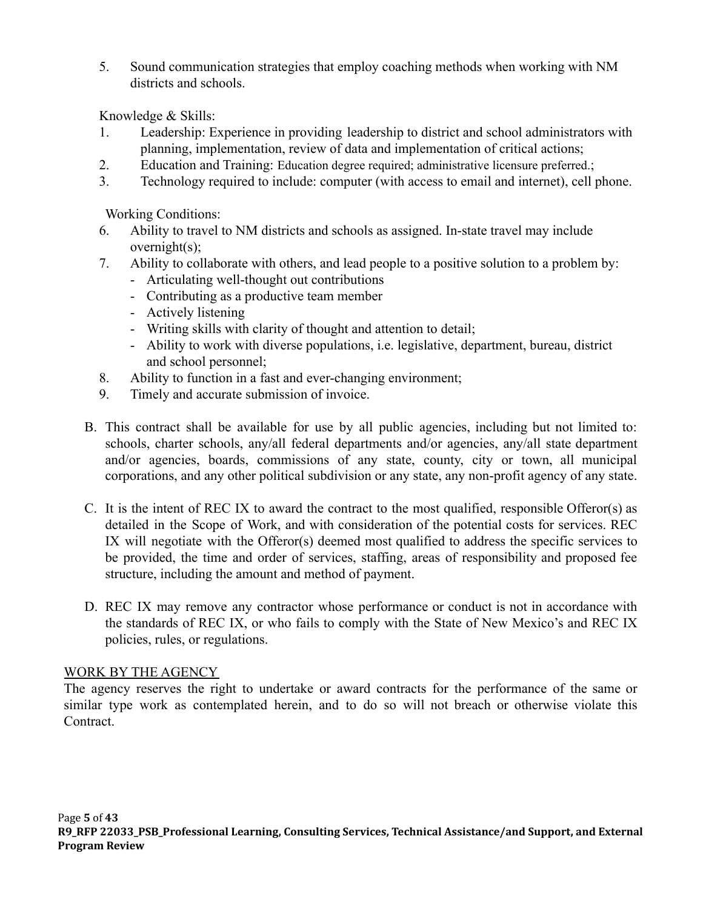5. Sound communication strategies that employ coaching methods when working with NM districts and schools.

Knowledge & Skills:

1. Leadership: Experience in providing leadership to district and school administrators with planning, implementation, review of data and implementation of critical actions;
2. Education and Training: Education degree required; administrative licensure preferred.;
3. Technology required to include: computer (with access to email and internet), cell phone.

Working Conditions:

6. Ability to travel to NM districts and schools as assigned. In-state travel may include overnight(s);
7. Ability to collaborate with others, and lead people to a positive solution to a problem by:
   - Articulating well-thought out contributions
   - Contributing as a productive team member
   - Actively listening
   - Writing skills with clarity of thought and attention to detail;
   - Ability to work with diverse populations, i.e. legislative, department, bureau, district and school personnel;
8. Ability to function in a fast and ever-changing environment;
9. Timely and accurate submission of invoice.

B. This contract shall be available for use by all public agencies, including but not limited to: schools, charter schools, any/all federal departments and/or agencies, any/all state department and/or agencies, boards, commissions of any state, county, city or town, all municipal corporations, and any other political subdivision or any state, any non-profit agency of any state.

C. It is the intent of REC IX to award the contract to the most qualified, responsible Offeror(s) as detailed in the Scope of Work, and with consideration of the potential costs for services. REC IX will negotiate with the Offeror(s) deemed most qualified to address the specific services to be provided, the time and order of services, staffing, areas of responsibility and proposed fee structure, including the amount and method of payment.

D. REC IX may remove any contractor whose performance or conduct is not in accordance with the standards of REC IX, or who fails to comply with the State of New Mexico's and REC IX policies, rules, or regulations.

WORK BY THE AGENCY

The agency reserves the right to undertake or award contracts for the performance of the same or similar type work as contemplated herein, and to do so will not breach or otherwise violate this Contract.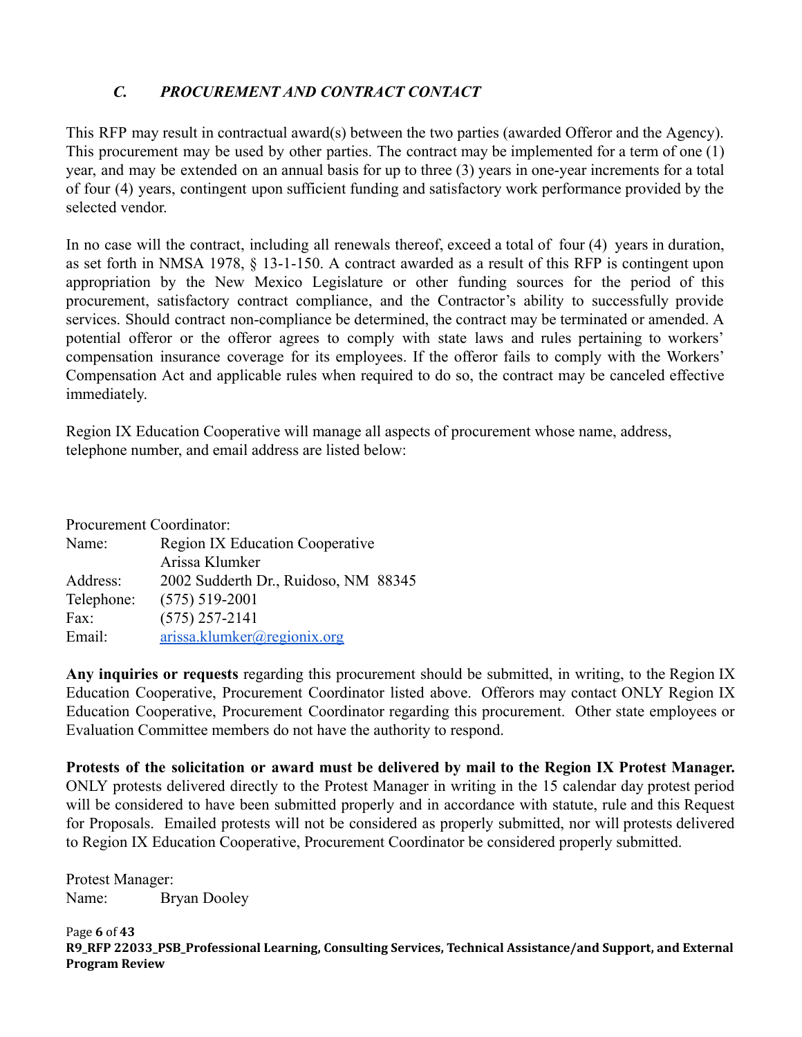### *C. PROCUREMENT AND CONTRACT CONTACT*

This RFP may result in contractual award(s) between the two parties (awarded Offeror and the Agency). This procurement may be used by other parties. The contract may be implemented for a term of one (1) year, and may be extended on an annual basis for up to three (3) years in one-year increments for a total of four (4) years, contingent upon sufficient funding and satisfactory work performance provided by the selected vendor.

In no case will the contract, including all renewals thereof, exceed a total of four (4) years in duration, as set forth in NMSA 1978, § 13-1-150. A contract awarded as a result of this RFP is contingent upon appropriation by the New Mexico Legislature or other funding sources for the period of this procurement, satisfactory contract compliance, and the Contractor's ability to successfully provide services. Should contract non-compliance be determined, the contract may be terminated or amended. A potential offeror or the offeror agrees to comply with state laws and rules pertaining to workers' compensation insurance coverage for its employees. If the offeror fails to comply with the Workers' Compensation Act and applicable rules when required to do so, the contract may be canceled effective immediately.

Region IX Education Cooperative will manage all aspects of procurement whose name, address, telephone number, and email address are listed below:

Procurement Coordinator:

| | |
|---|---|
| Name: | Region IX Education Cooperative<br>Arissa Klumker |
| Address: | 2002 Sudderth Dr., Ruidoso, NM 88345 |
| Telephone: | (575) 519-2001 |
| Fax: | (575) 257-2141 |
| Email: | arissa.klumker@regionix.org |

**Any inquiries or requests** regarding this procurement should be submitted, in writing, to the Region IX Education Cooperative, Procurement Coordinator listed above. Offerors may contact ONLY Region IX Education Cooperative, Procurement Coordinator regarding this procurement. Other state employees or Evaluation Committee members do not have the authority to respond.

**Protests of the solicitation or award must be delivered by mail to the Region IX Protest Manager.** ONLY protests delivered directly to the Protest Manager in writing in the 15 calendar day protest period will be considered to have been submitted properly and in accordance with statute, rule and this Request for Proposals. Emailed protests will not be considered as properly submitted, nor will protests delivered to Region IX Education Cooperative, Procurement Coordinator be considered properly submitted.

Protest Manager:

| | |
|---|---|
| Name: | Bryan Dooley |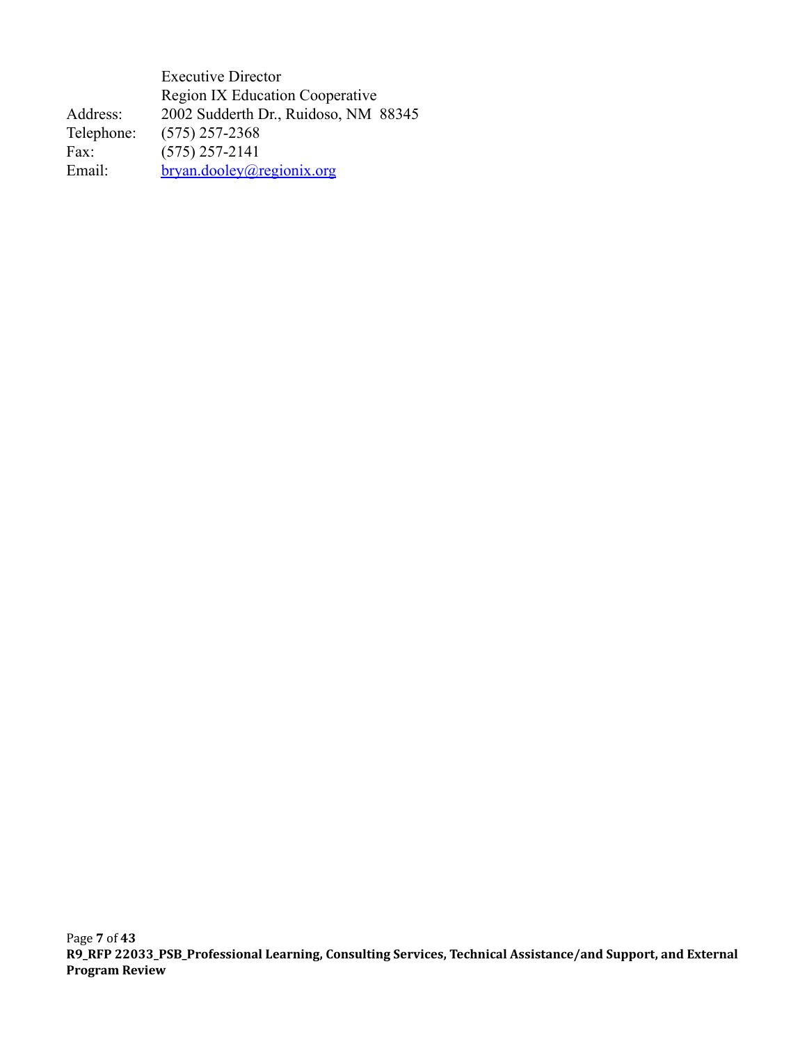| | |
|---|---|
| | Executive Director |
| | Region IX Education Cooperative |
| Address: | 2002 Sudderth Dr., Ruidoso, NM 88345 |
| Telephone: | (575) 257-2368 |
| Fax: | (575) 257-2141 |
| Email: | bryan.dooley@regionix.org |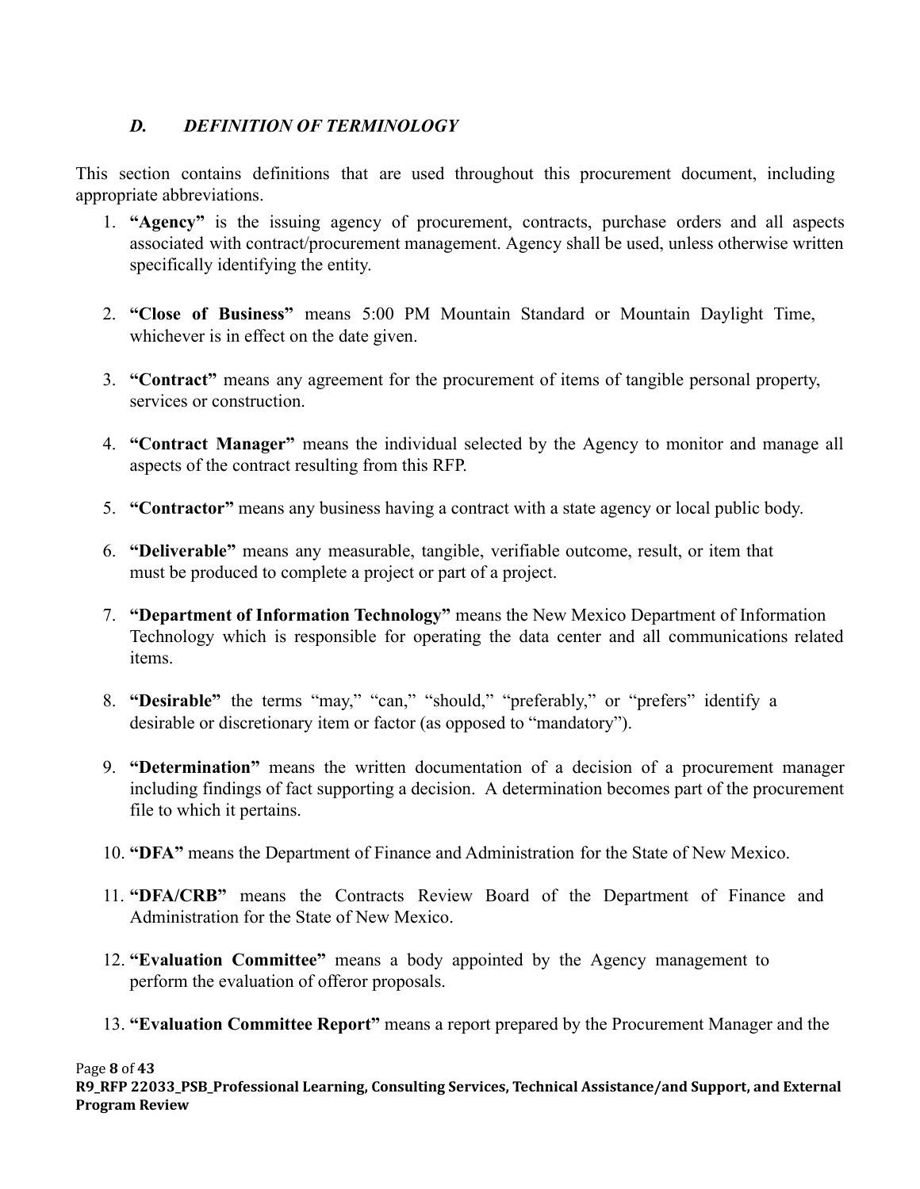### *D. DEFINITION OF TERMINOLOGY*

This section contains definitions that are used throughout this procurement document, including appropriate abbreviations.

1. **"Agency"** is the issuing agency of procurement, contracts, purchase orders and all aspects associated with contract/procurement management. Agency shall be used, unless otherwise written specifically identifying the entity.

2. **"Close of Business"** means 5:00 PM Mountain Standard or Mountain Daylight Time, whichever is in effect on the date given.

3. **"Contract"** means any agreement for the procurement of items of tangible personal property, services or construction.

4. **"Contract Manager"** means the individual selected by the Agency to monitor and manage all aspects of the contract resulting from this RFP.

5. **"Contractor"** means any business having a contract with a state agency or local public body.

6. **"Deliverable"** means any measurable, tangible, verifiable outcome, result, or item that must be produced to complete a project or part of a project.

7. **"Department of Information Technology"** means the New Mexico Department of Information Technology which is responsible for operating the data center and all communications related items.

8. **"Desirable"** the terms "may," "can," "should," "preferably," or "prefers" identify a desirable or discretionary item or factor (as opposed to "mandatory").

9. **"Determination"** means the written documentation of a decision of a procurement manager including findings of fact supporting a decision. A determination becomes part of the procurement file to which it pertains.

10. **"DFA"** means the Department of Finance and Administration for the State of New Mexico.

11. **"DFA/CRB"** means the Contracts Review Board of the Department of Finance and Administration for the State of New Mexico.

12. **"Evaluation Committee"** means a body appointed by the Agency management to perform the evaluation of offeror proposals.

13. **"Evaluation Committee Report"** means a report prepared by the Procurement Manager and the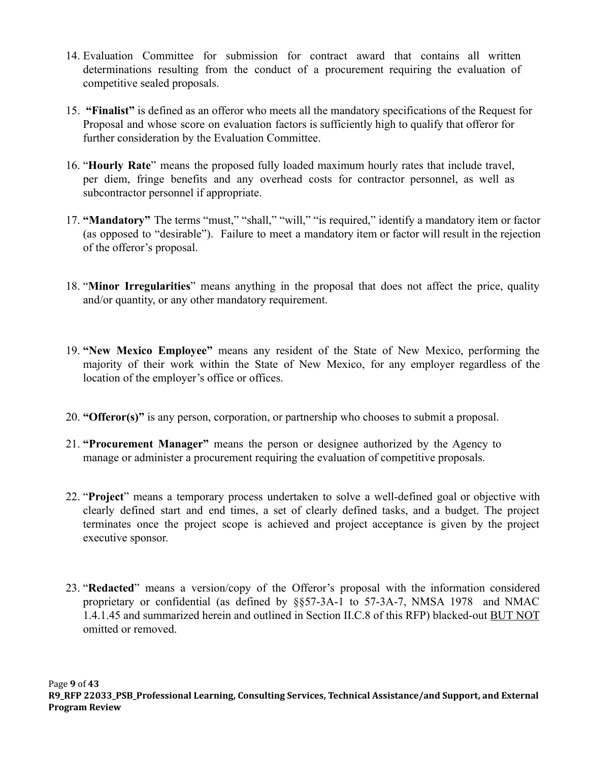14. Evaluation Committee for submission for contract award that contains all written determinations resulting from the conduct of a procurement requiring the evaluation of competitive sealed proposals.

15. **"Finalist"** is defined as an offeror who meets all the mandatory specifications of the Request for Proposal and whose score on evaluation factors is sufficiently high to qualify that offeror for further consideration by the Evaluation Committee.

16. "**Hourly Rate**" means the proposed fully loaded maximum hourly rates that include travel, per diem, fringe benefits and any overhead costs for contractor personnel, as well as subcontractor personnel if appropriate.

17. **"Mandatory"** The terms "must," "shall," "will," "is required," identify a mandatory item or factor (as opposed to "desirable"). Failure to meet a mandatory item or factor will result in the rejection of the offeror's proposal.

18. "**Minor Irregularities**" means anything in the proposal that does not affect the price, quality and/or quantity, or any other mandatory requirement.

19. **"New Mexico Employee"** means any resident of the State of New Mexico, performing the majority of their work within the State of New Mexico, for any employer regardless of the location of the employer's office or offices.

20. **"Offeror(s)"** is any person, corporation, or partnership who chooses to submit a proposal.

21. **"Procurement Manager"** means the person or designee authorized by the Agency to manage or administer a procurement requiring the evaluation of competitive proposals.

22. "**Project**" means a temporary process undertaken to solve a well-defined goal or objective with clearly defined start and end times, a set of clearly defined tasks, and a budget. The project terminates once the project scope is achieved and project acceptance is given by the project executive sponsor.

23. "**Redacted**" means a version/copy of the Offeror's proposal with the information considered proprietary or confidential (as defined by §§57-3A-1 to 57-3A-7, NMSA 1978 and NMAC 1.4.1.45 and summarized herein and outlined in Section II.C.8 of this RFP) blacked-out <u>BUT NOT</u> omitted or removed.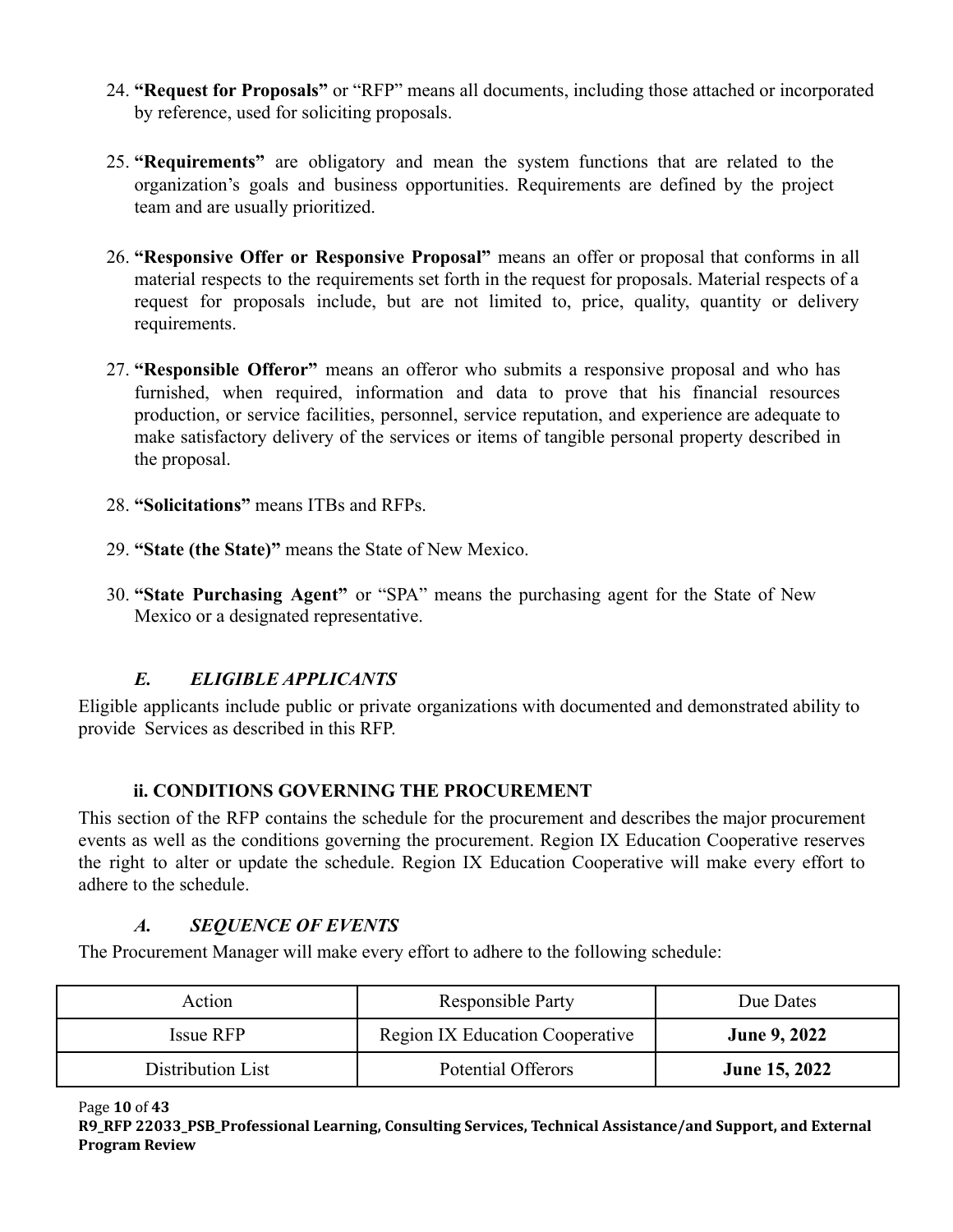24. **"Request for Proposals"** or "RFP" means all documents, including those attached or incorporated by reference, used for soliciting proposals.

25. **"Requirements"** are obligatory and mean the system functions that are related to the organization's goals and business opportunities. Requirements are defined by the project team and are usually prioritized.

26. **"Responsive Offer or Responsive Proposal"** means an offer or proposal that conforms in all material respects to the requirements set forth in the request for proposals. Material respects of a request for proposals include, but are not limited to, price, quality, quantity or delivery requirements.

27. **"Responsible Offeror"** means an offeror who submits a responsive proposal and who has furnished, when required, information and data to prove that his financial resources production, or service facilities, personnel, service reputation, and experience are adequate to make satisfactory delivery of the services or items of tangible personal property described in the proposal.

28. **"Solicitations"** means ITBs and RFPs.

29. **"State (the State)"** means the State of New Mexico.

30. **"State Purchasing Agent"** or "SPA" means the purchasing agent for the State of New Mexico or a designated representative.

### *E. ELIGIBLE APPLICANTS*

Eligible applicants include public or private organizations with documented and demonstrated ability to provide Services as described in this RFP.

## ii. CONDITIONS GOVERNING THE PROCUREMENT

This section of the RFP contains the schedule for the procurement and describes the major procurement events as well as the conditions governing the procurement. Region IX Education Cooperative reserves the right to alter or update the schedule. Region IX Education Cooperative will make every effort to adhere to the schedule.

### *A. SEQUENCE OF EVENTS*

The Procurement Manager will make every effort to adhere to the following schedule:

| Action | Responsible Party | Due Dates |
| --- | --- | --- |
| Issue RFP | Region IX Education Cooperative | **June 9, 2022** |
| Distribution List | Potential Offerors | **June 15, 2022** |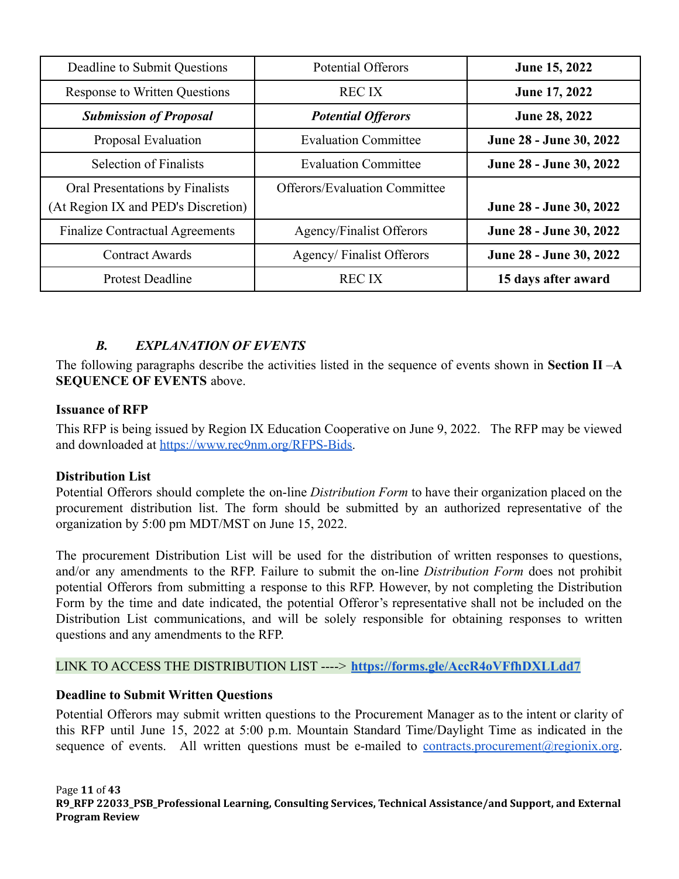| Deadline to Submit Questions | Potential Offerors | **June 15, 2022** |
|---|---|---|
| Response to Written Questions | REC IX | **June 17, 2022** |
| ***Submission of Proposal*** | ***Potential Offerors*** | **June 28, 2022** |
| Proposal Evaluation | Evaluation Committee | **June 28 - June 30, 2022** |
| Selection of Finalists | Evaluation Committee | **June 28 - June 30, 2022** |
| Oral Presentations by Finalists (At Region IX and PED's Discretion) | Offerors/Evaluation Committee | **June 28 - June 30, 2022** |
| Finalize Contractual Agreements | Agency/Finalist Offerors | **June 28 - June 30, 2022** |
| Contract Awards | Agency/ Finalist Offerors | **June 28 - June 30, 2022** |
| Protest Deadline | REC IX | **15 days after award** |

### *B. EXPLANATION OF EVENTS*

The following paragraphs describe the activities listed in the sequence of events shown in **Section II –A SEQUENCE OF EVENTS** above.

**Issuance of RFP**

This RFP is being issued by Region IX Education Cooperative on June 9, 2022. The RFP may be viewed and downloaded at https://www.rec9nm.org/RFPS-Bids.

**Distribution List**

Potential Offerors should complete the on-line *Distribution Form* to have their organization placed on the procurement distribution list. The form should be submitted by an authorized representative of the organization by 5:00 pm MDT/MST on June 15, 2022.

The procurement Distribution List will be used for the distribution of written responses to questions, and/or any amendments to the RFP. Failure to submit the on-line *Distribution Form* does not prohibit potential Offerors from submitting a response to this RFP. However, by not completing the Distribution Form by the time and date indicated, the potential Offeror's representative shall not be included on the Distribution List communications, and will be solely responsible for obtaining responses to written questions and any amendments to the RFP.

LINK TO ACCESS THE DISTRIBUTION LIST ----> **https://forms.gle/AccR4oVFfhDXLLdd7**

**Deadline to Submit Written Questions**

Potential Offerors may submit written questions to the Procurement Manager as to the intent or clarity of this RFP until June 15, 2022 at 5:00 p.m. Mountain Standard Time/Daylight Time as indicated in the sequence of events. All written questions must be e-mailed to contracts.procurement@regionix.org.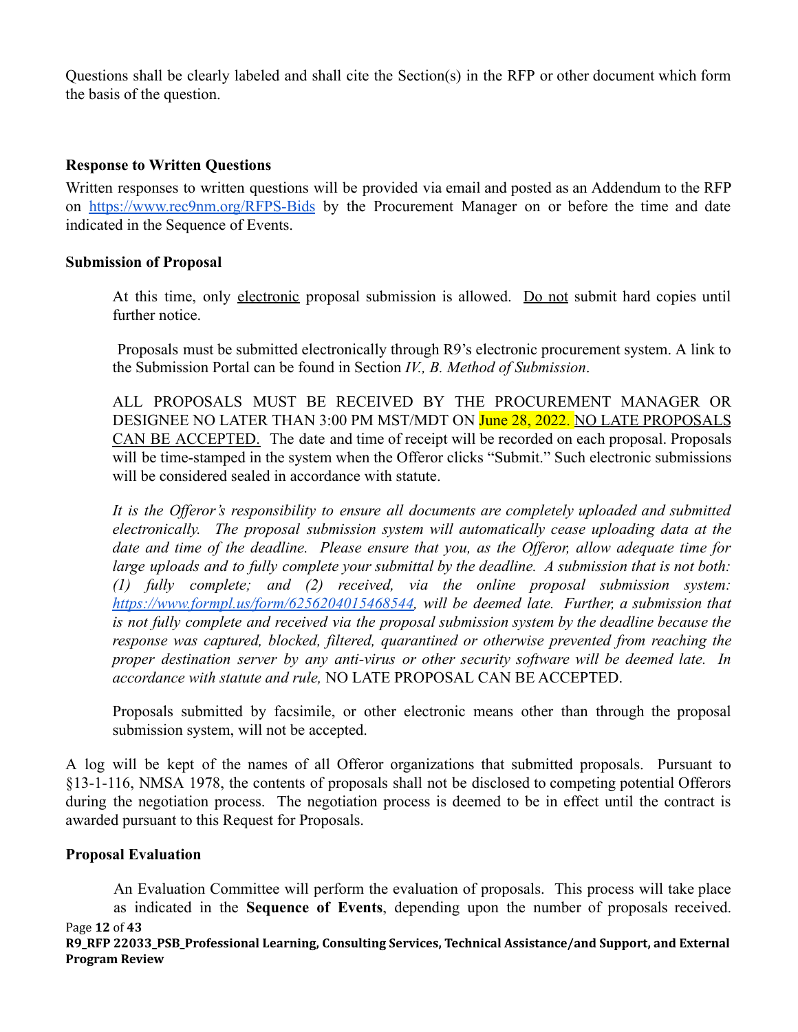Questions shall be clearly labeled and shall cite the Section(s) in the RFP or other document which form the basis of the question.

### Response to Written Questions

Written responses to written questions will be provided via email and posted as an Addendum to the RFP on https://www.rec9nm.org/RFPS-Bids by the Procurement Manager on or before the time and date indicated in the Sequence of Events.

### Submission of Proposal

At this time, only electronic proposal submission is allowed. Do not submit hard copies until further notice.

Proposals must be submitted electronically through R9's electronic procurement system. A link to the Submission Portal can be found in Section *IV., B. Method of Submission*.

ALL PROPOSALS MUST BE RECEIVED BY THE PROCUREMENT MANAGER OR DESIGNEE NO LATER THAN 3:00 PM MST/MDT ON June 28, 2022. NO LATE PROPOSALS CAN BE ACCEPTED. The date and time of receipt will be recorded on each proposal. Proposals will be time-stamped in the system when the Offeror clicks "Submit." Such electronic submissions will be considered sealed in accordance with statute.

*It is the Offeror's responsibility to ensure all documents are completely uploaded and submitted electronically. The proposal submission system will automatically cease uploading data at the date and time of the deadline. Please ensure that you, as the Offeror, allow adequate time for large uploads and to fully complete your submittal by the deadline. A submission that is not both: (1) fully complete; and (2) received, via the online proposal submission system: https://www.formpl.us/form/6256204015468544, will be deemed late. Further, a submission that is not fully complete and received via the proposal submission system by the deadline because the response was captured, blocked, filtered, quarantined or otherwise prevented from reaching the proper destination server by any anti-virus or other security software will be deemed late. In accordance with statute and rule,* NO LATE PROPOSAL CAN BE ACCEPTED.

Proposals submitted by facsimile, or other electronic means other than through the proposal submission system, will not be accepted.

A log will be kept of the names of all Offeror organizations that submitted proposals. Pursuant to §13-1-116, NMSA 1978, the contents of proposals shall not be disclosed to competing potential Offerors during the negotiation process. The negotiation process is deemed to be in effect until the contract is awarded pursuant to this Request for Proposals.

### Proposal Evaluation

An Evaluation Committee will perform the evaluation of proposals. This process will take place as indicated in the **Sequence of Events**, depending upon the number of proposals received.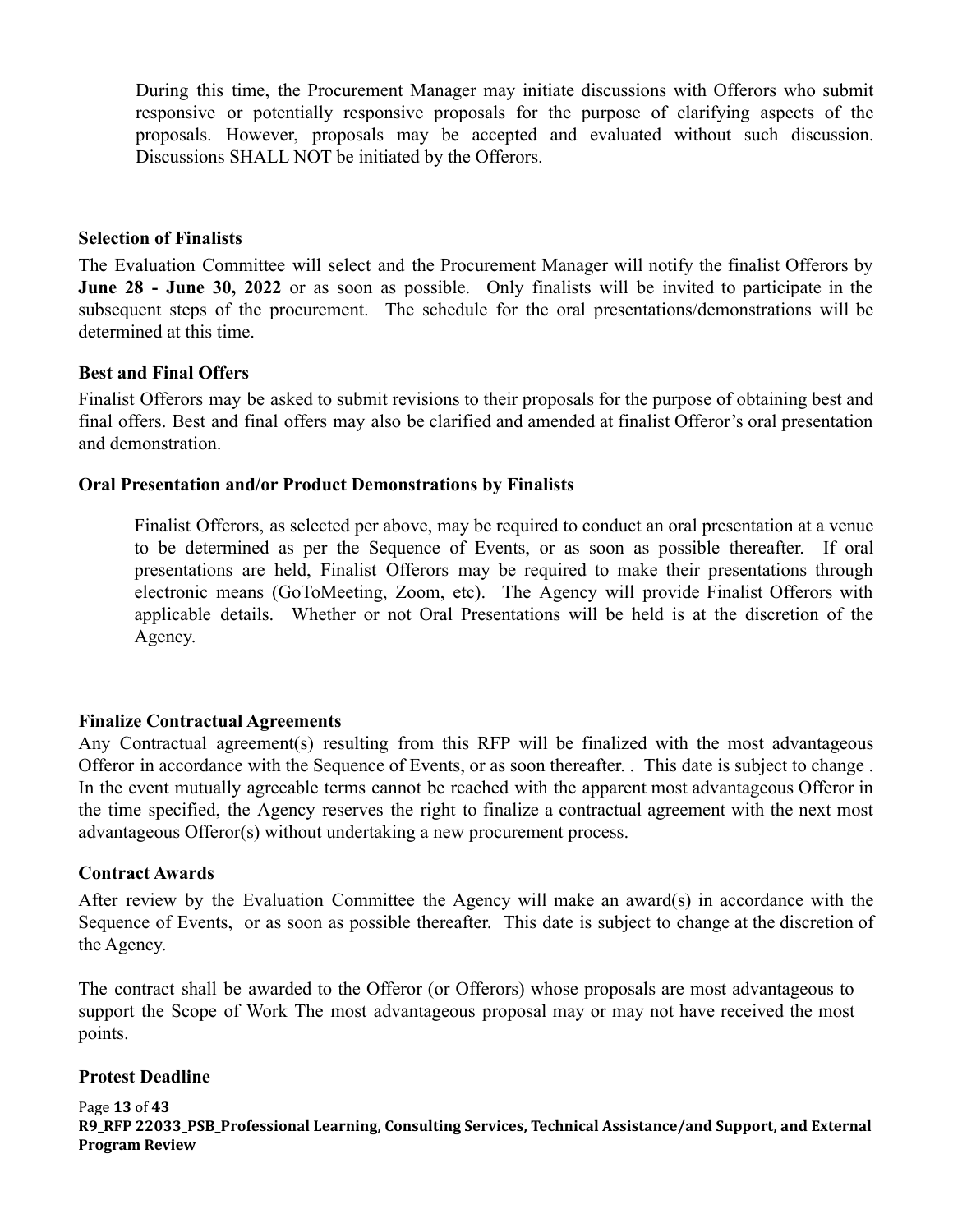During this time, the Procurement Manager may initiate discussions with Offerors who submit responsive or potentially responsive proposals for the purpose of clarifying aspects of the proposals. However, proposals may be accepted and evaluated without such discussion. Discussions SHALL NOT be initiated by the Offerors.

**Selection of Finalists**

The Evaluation Committee will select and the Procurement Manager will notify the finalist Offerors by **June 28 - June 30, 2022** or as soon as possible. Only finalists will be invited to participate in the subsequent steps of the procurement. The schedule for the oral presentations/demonstrations will be determined at this time.

**Best and Final Offers**

Finalist Offerors may be asked to submit revisions to their proposals for the purpose of obtaining best and final offers. Best and final offers may also be clarified and amended at finalist Offeror's oral presentation and demonstration.

**Oral Presentation and/or Product Demonstrations by Finalists**

Finalist Offerors, as selected per above, may be required to conduct an oral presentation at a venue to be determined as per the Sequence of Events, or as soon as possible thereafter. If oral presentations are held, Finalist Offerors may be required to make their presentations through electronic means (GoToMeeting, Zoom, etc). The Agency will provide Finalist Offerors with applicable details. Whether or not Oral Presentations will be held is at the discretion of the Agency.

**Finalize Contractual Agreements**

Any Contractual agreement(s) resulting from this RFP will be finalized with the most advantageous Offeror in accordance with the Sequence of Events, or as soon thereafter. . This date is subject to change . In the event mutually agreeable terms cannot be reached with the apparent most advantageous Offeror in the time specified, the Agency reserves the right to finalize a contractual agreement with the next most advantageous Offeror(s) without undertaking a new procurement process.

**Contract Awards**

After review by the Evaluation Committee the Agency will make an award(s) in accordance with the Sequence of Events, or as soon as possible thereafter. This date is subject to change at the discretion of the Agency.

The contract shall be awarded to the Offeror (or Offerors) whose proposals are most advantageous to support the Scope of Work The most advantageous proposal may or may not have received the most points.

**Protest Deadline**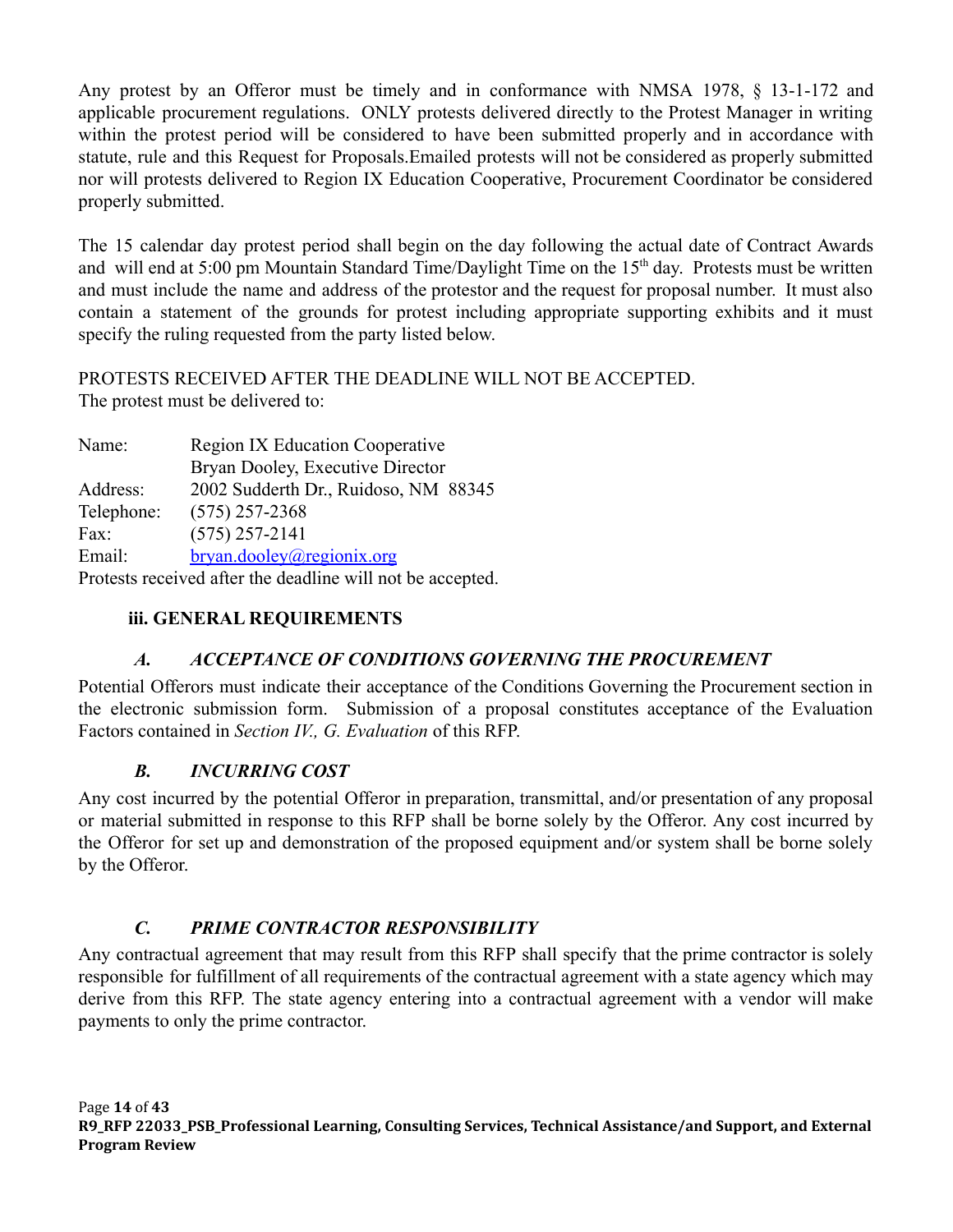Any protest by an Offeror must be timely and in conformance with NMSA 1978, § 13-1-172 and applicable procurement regulations. ONLY protests delivered directly to the Protest Manager in writing within the protest period will be considered to have been submitted properly and in accordance with statute, rule and this Request for Proposals.Emailed protests will not be considered as properly submitted nor will protests delivered to Region IX Education Cooperative, Procurement Coordinator be considered properly submitted.

The 15 calendar day protest period shall begin on the day following the actual date of Contract Awards and will end at 5:00 pm Mountain Standard Time/Daylight Time on the 15th day. Protests must be written and must include the name and address of the protestor and the request for proposal number. It must also contain a statement of the grounds for protest including appropriate supporting exhibits and it must specify the ruling requested from the party listed below.

PROTESTS RECEIVED AFTER THE DEADLINE WILL NOT BE ACCEPTED.
The protest must be delivered to:

| | |
|---|---|
| Name: | Region IX Education Cooperative |
| | Bryan Dooley, Executive Director |
| Address: | 2002 Sudderth Dr., Ruidoso, NM 88345 |
| Telephone: | (575) 257-2368 |
| Fax: | (575) 257-2141 |
| Email: | bryan.dooley@regionix.org |

Protests received after the deadline will not be accepted.

### iii. GENERAL REQUIREMENTS

#### *A. ACCEPTANCE OF CONDITIONS GOVERNING THE PROCUREMENT*

Potential Offerors must indicate their acceptance of the Conditions Governing the Procurement section in the electronic submission form. Submission of a proposal constitutes acceptance of the Evaluation Factors contained in *Section IV., G. Evaluation* of this RFP.

#### *B. INCURRING COST*

Any cost incurred by the potential Offeror in preparation, transmittal, and/or presentation of any proposal or material submitted in response to this RFP shall be borne solely by the Offeror. Any cost incurred by the Offeror for set up and demonstration of the proposed equipment and/or system shall be borne solely by the Offeror.

#### *C. PRIME CONTRACTOR RESPONSIBILITY*

Any contractual agreement that may result from this RFP shall specify that the prime contractor is solely responsible for fulfillment of all requirements of the contractual agreement with a state agency which may derive from this RFP. The state agency entering into a contractual agreement with a vendor will make payments to only the prime contractor.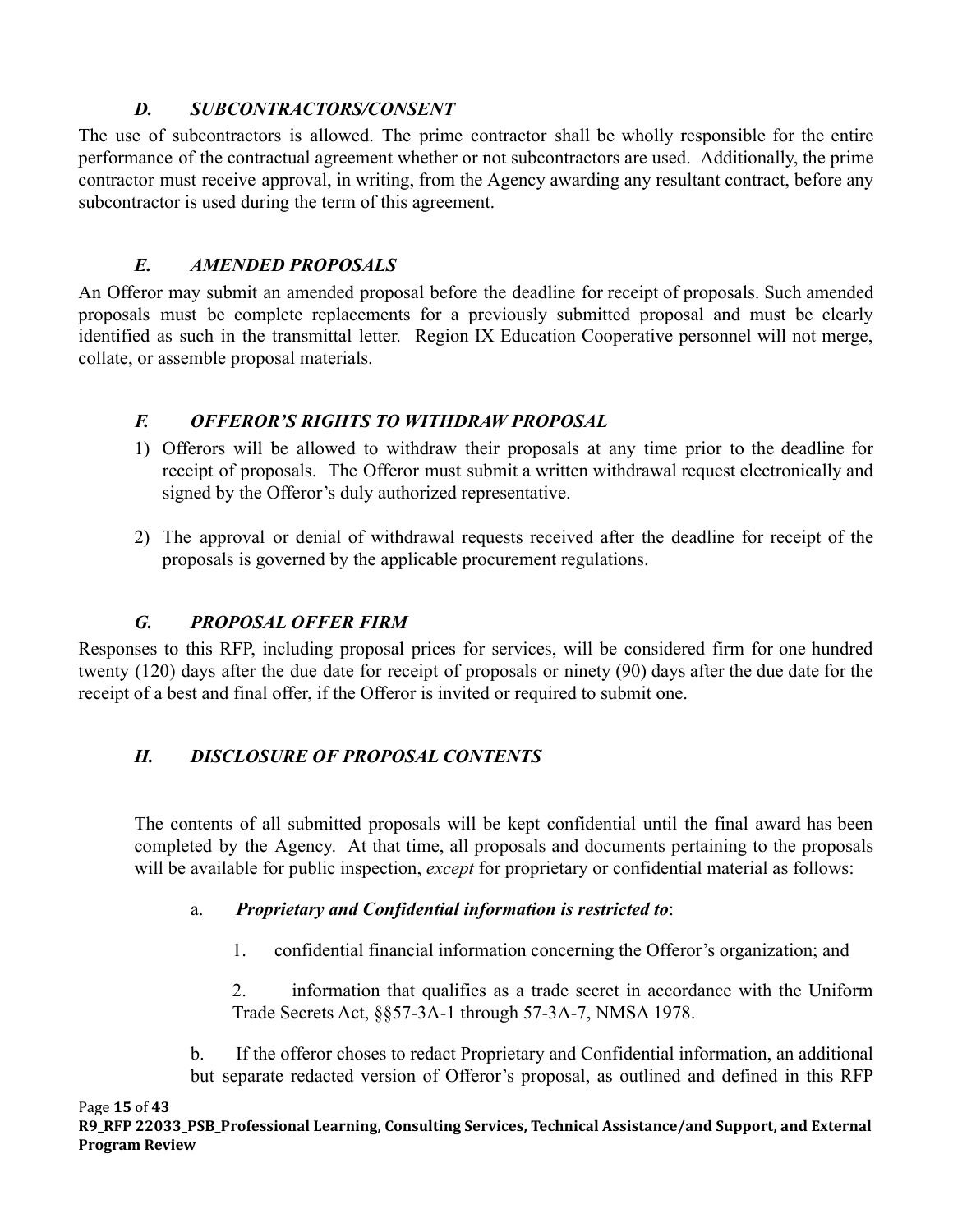### *D. SUBCONTRACTORS/CONSENT*

The use of subcontractors is allowed. The prime contractor shall be wholly responsible for the entire performance of the contractual agreement whether or not subcontractors are used. Additionally, the prime contractor must receive approval, in writing, from the Agency awarding any resultant contract, before any subcontractor is used during the term of this agreement.

### *E. AMENDED PROPOSALS*

An Offeror may submit an amended proposal before the deadline for receipt of proposals. Such amended proposals must be complete replacements for a previously submitted proposal and must be clearly identified as such in the transmittal letter. Region IX Education Cooperative personnel will not merge, collate, or assemble proposal materials.

### *F. OFFEROR'S RIGHTS TO WITHDRAW PROPOSAL*

1) Offerors will be allowed to withdraw their proposals at any time prior to the deadline for receipt of proposals. The Offeror must submit a written withdrawal request electronically and signed by the Offeror's duly authorized representative.

2) The approval or denial of withdrawal requests received after the deadline for receipt of the proposals is governed by the applicable procurement regulations.

### *G. PROPOSAL OFFER FIRM*

Responses to this RFP, including proposal prices for services, will be considered firm for one hundred twenty (120) days after the due date for receipt of proposals or ninety (90) days after the due date for the receipt of a best and final offer, if the Offeror is invited or required to submit one.

### *H. DISCLOSURE OF PROPOSAL CONTENTS*

The contents of all submitted proposals will be kept confidential until the final award has been completed by the Agency. At that time, all proposals and documents pertaining to the proposals will be available for public inspection, *except* for proprietary or confidential material as follows:

a. ***Proprietary and Confidential information is restricted to***:

1. confidential financial information concerning the Offeror's organization; and

2. information that qualifies as a trade secret in accordance with the Uniform Trade Secrets Act, §§57-3A-1 through 57-3A-7, NMSA 1978.

b. If the offeror choses to redact Proprietary and Confidential information, an additional but separate redacted version of Offeror's proposal, as outlined and defined in this RFP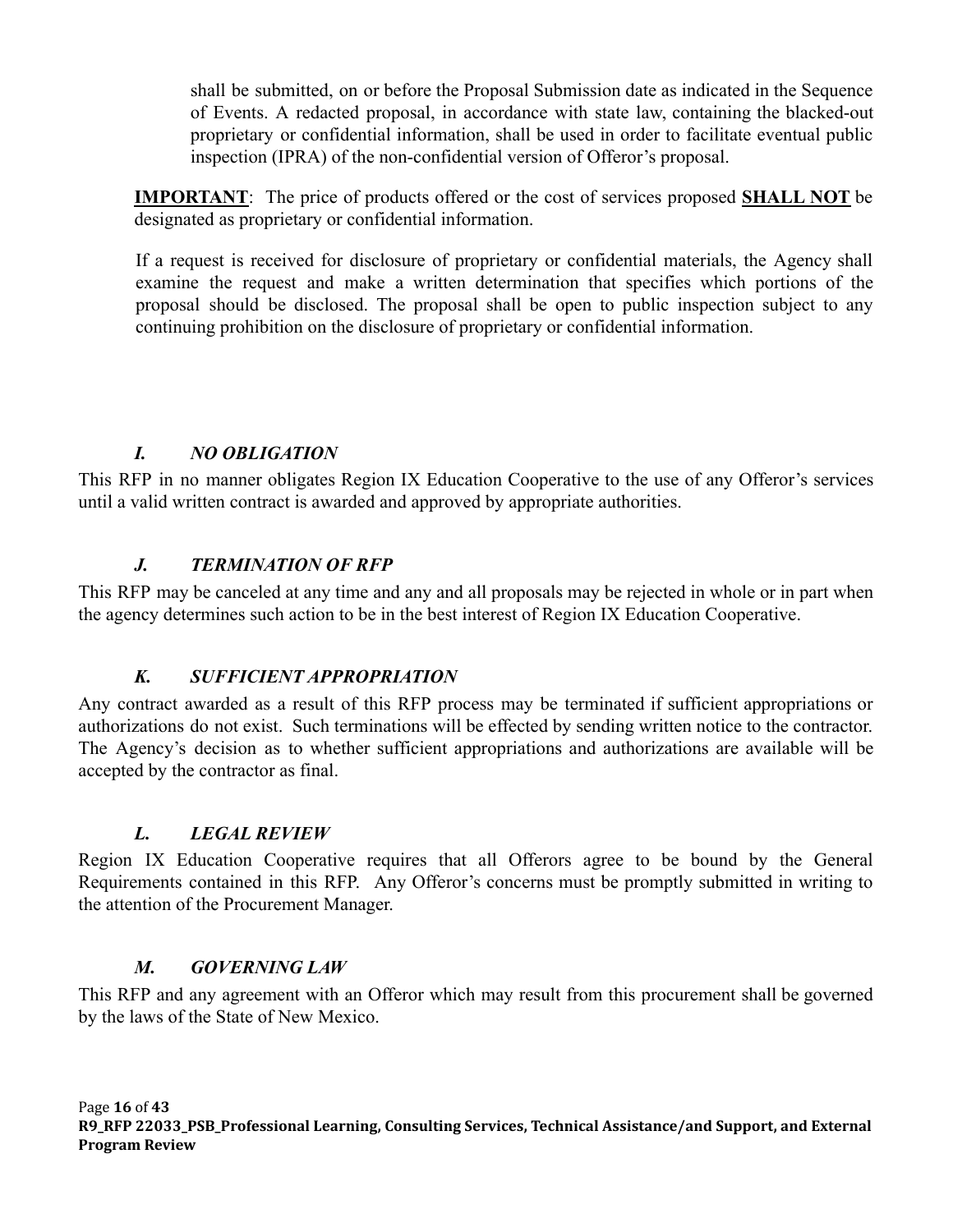shall be submitted, on or before the Proposal Submission date as indicated in the Sequence of Events. A redacted proposal, in accordance with state law, containing the blacked-out proprietary or confidential information, shall be used in order to facilitate eventual public inspection (IPRA) of the non-confidential version of Offeror's proposal.

**IMPORTANT**: The price of products offered or the cost of services proposed **SHALL NOT** be designated as proprietary or confidential information.

If a request is received for disclosure of proprietary or confidential materials, the Agency shall examine the request and make a written determination that specifies which portions of the proposal should be disclosed. The proposal shall be open to public inspection subject to any continuing prohibition on the disclosure of proprietary or confidential information.

### *I. NO OBLIGATION*

This RFP in no manner obligates Region IX Education Cooperative to the use of any Offeror's services until a valid written contract is awarded and approved by appropriate authorities.

### *J. TERMINATION OF RFP*

This RFP may be canceled at any time and any and all proposals may be rejected in whole or in part when the agency determines such action to be in the best interest of Region IX Education Cooperative.

### *K. SUFFICIENT APPROPRIATION*

Any contract awarded as a result of this RFP process may be terminated if sufficient appropriations or authorizations do not exist. Such terminations will be effected by sending written notice to the contractor. The Agency's decision as to whether sufficient appropriations and authorizations are available will be accepted by the contractor as final.

### *L. LEGAL REVIEW*

Region IX Education Cooperative requires that all Offerors agree to be bound by the General Requirements contained in this RFP. Any Offeror's concerns must be promptly submitted in writing to the attention of the Procurement Manager.

### *M. GOVERNING LAW*

This RFP and any agreement with an Offeror which may result from this procurement shall be governed by the laws of the State of New Mexico.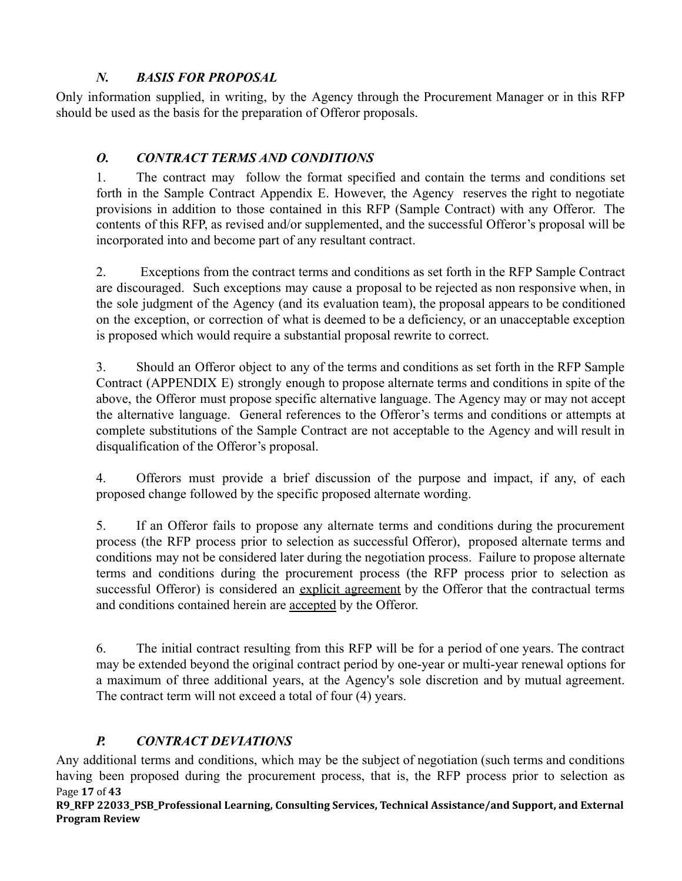### *N. BASIS FOR PROPOSAL*

Only information supplied, in writing, by the Agency through the Procurement Manager or in this RFP should be used as the basis for the preparation of Offeror proposals.

### *O. CONTRACT TERMS AND CONDITIONS*

1. The contract may follow the format specified and contain the terms and conditions set forth in the Sample Contract Appendix E. However, the Agency reserves the right to negotiate provisions in addition to those contained in this RFP (Sample Contract) with any Offeror. The contents of this RFP, as revised and/or supplemented, and the successful Offeror's proposal will be incorporated into and become part of any resultant contract.

2. Exceptions from the contract terms and conditions as set forth in the RFP Sample Contract are discouraged. Such exceptions may cause a proposal to be rejected as non responsive when, in the sole judgment of the Agency (and its evaluation team), the proposal appears to be conditioned on the exception, or correction of what is deemed to be a deficiency, or an unacceptable exception is proposed which would require a substantial proposal rewrite to correct.

3. Should an Offeror object to any of the terms and conditions as set forth in the RFP Sample Contract (APPENDIX E) strongly enough to propose alternate terms and conditions in spite of the above, the Offeror must propose specific alternative language. The Agency may or may not accept the alternative language. General references to the Offeror's terms and conditions or attempts at complete substitutions of the Sample Contract are not acceptable to the Agency and will result in disqualification of the Offeror's proposal.

4. Offerors must provide a brief discussion of the purpose and impact, if any, of each proposed change followed by the specific proposed alternate wording.

5. If an Offeror fails to propose any alternate terms and conditions during the procurement process (the RFP process prior to selection as successful Offeror), proposed alternate terms and conditions may not be considered later during the negotiation process. Failure to propose alternate terms and conditions during the procurement process (the RFP process prior to selection as successful Offeror) is considered an <u>explicit agreement</u> by the Offeror that the contractual terms and conditions contained herein are <u>accepted</u> by the Offeror.

6. The initial contract resulting from this RFP will be for a period of one years. The contract may be extended beyond the original contract period by one-year or multi-year renewal options for a maximum of three additional years, at the Agency's sole discretion and by mutual agreement. The contract term will not exceed a total of four (4) years.

### *P. CONTRACT DEVIATIONS*

Any additional terms and conditions, which may be the subject of negotiation (such terms and conditions having been proposed during the procurement process, that is, the RFP process prior to selection as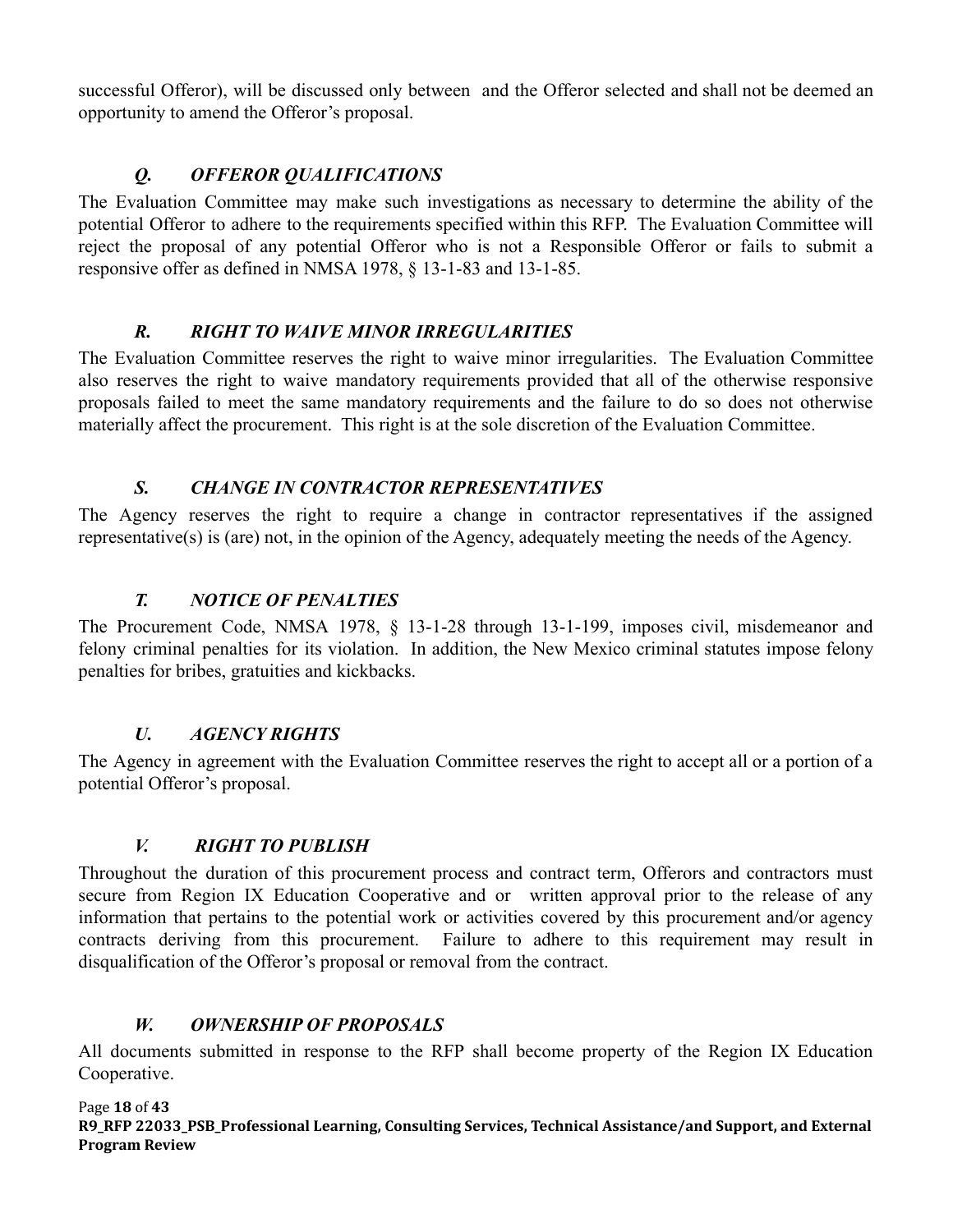successful Offeror), will be discussed only between  and the Offeror selected and shall not be deemed an opportunity to amend the Offeror's proposal.

### *Q. OFFEROR QUALIFICATIONS*

The Evaluation Committee may make such investigations as necessary to determine the ability of the potential Offeror to adhere to the requirements specified within this RFP. The Evaluation Committee will reject the proposal of any potential Offeror who is not a Responsible Offeror or fails to submit a responsive offer as defined in NMSA 1978, § 13-1-83 and 13-1-85.

### *R. RIGHT TO WAIVE MINOR IRREGULARITIES*

The Evaluation Committee reserves the right to waive minor irregularities. The Evaluation Committee also reserves the right to waive mandatory requirements provided that all of the otherwise responsive proposals failed to meet the same mandatory requirements and the failure to do so does not otherwise materially affect the procurement. This right is at the sole discretion of the Evaluation Committee.

### *S. CHANGE IN CONTRACTOR REPRESENTATIVES*

The Agency reserves the right to require a change in contractor representatives if the assigned representative(s) is (are) not, in the opinion of the Agency, adequately meeting the needs of the Agency.

### *T. NOTICE OF PENALTIES*

The Procurement Code, NMSA 1978, § 13-1-28 through 13-1-199, imposes civil, misdemeanor and felony criminal penalties for its violation. In addition, the New Mexico criminal statutes impose felony penalties for bribes, gratuities and kickbacks.

### *U. AGENCY RIGHTS*

The Agency in agreement with the Evaluation Committee reserves the right to accept all or a portion of a potential Offeror's proposal.

### *V. RIGHT TO PUBLISH*

Throughout the duration of this procurement process and contract term, Offerors and contractors must secure from Region IX Education Cooperative and or  written approval prior to the release of any information that pertains to the potential work or activities covered by this procurement and/or agency contracts deriving from this procurement. Failure to adhere to this requirement may result in disqualification of the Offeror's proposal or removal from the contract.

### *W. OWNERSHIP OF PROPOSALS*

All documents submitted in response to the RFP shall become property of the Region IX Education Cooperative.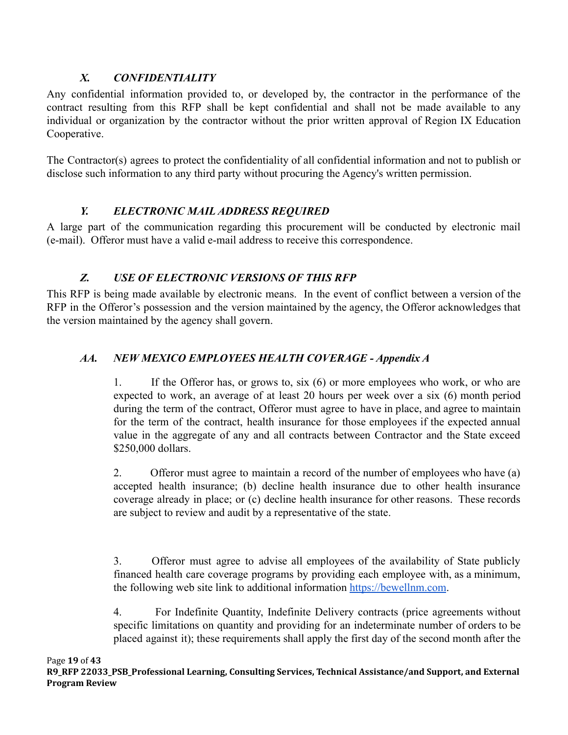### *X. CONFIDENTIALITY*

Any confidential information provided to, or developed by, the contractor in the performance of the contract resulting from this RFP shall be kept confidential and shall not be made available to any individual or organization by the contractor without the prior written approval of Region IX Education Cooperative.

The Contractor(s) agrees to protect the confidentiality of all confidential information and not to publish or disclose such information to any third party without procuring the Agency's written permission.

### *Y. ELECTRONIC MAIL ADDRESS REQUIRED*

A large part of the communication regarding this procurement will be conducted by electronic mail (e-mail). Offeror must have a valid e-mail address to receive this correspondence.

### *Z. USE OF ELECTRONIC VERSIONS OF THIS RFP*

This RFP is being made available by electronic means. In the event of conflict between a version of the RFP in the Offeror's possession and the version maintained by the agency, the Offeror acknowledges that the version maintained by the agency shall govern.

### *AA. NEW MEXICO EMPLOYEES HEALTH COVERAGE - Appendix A*

1. If the Offeror has, or grows to, six (6) or more employees who work, or who are expected to work, an average of at least 20 hours per week over a six (6) month period during the term of the contract, Offeror must agree to have in place, and agree to maintain for the term of the contract, health insurance for those employees if the expected annual value in the aggregate of any and all contracts between Contractor and the State exceed $250,000 dollars.

2. Offeror must agree to maintain a record of the number of employees who have (a) accepted health insurance; (b) decline health insurance due to other health insurance coverage already in place; or (c) decline health insurance for other reasons. These records are subject to review and audit by a representative of the state.

3. Offeror must agree to advise all employees of the availability of State publicly financed health care coverage programs by providing each employee with, as a minimum, the following web site link to additional information https://bewellnm.com.

4. For Indefinite Quantity, Indefinite Delivery contracts (price agreements without specific limitations on quantity and providing for an indeterminate number of orders to be placed against it); these requirements shall apply the first day of the second month after the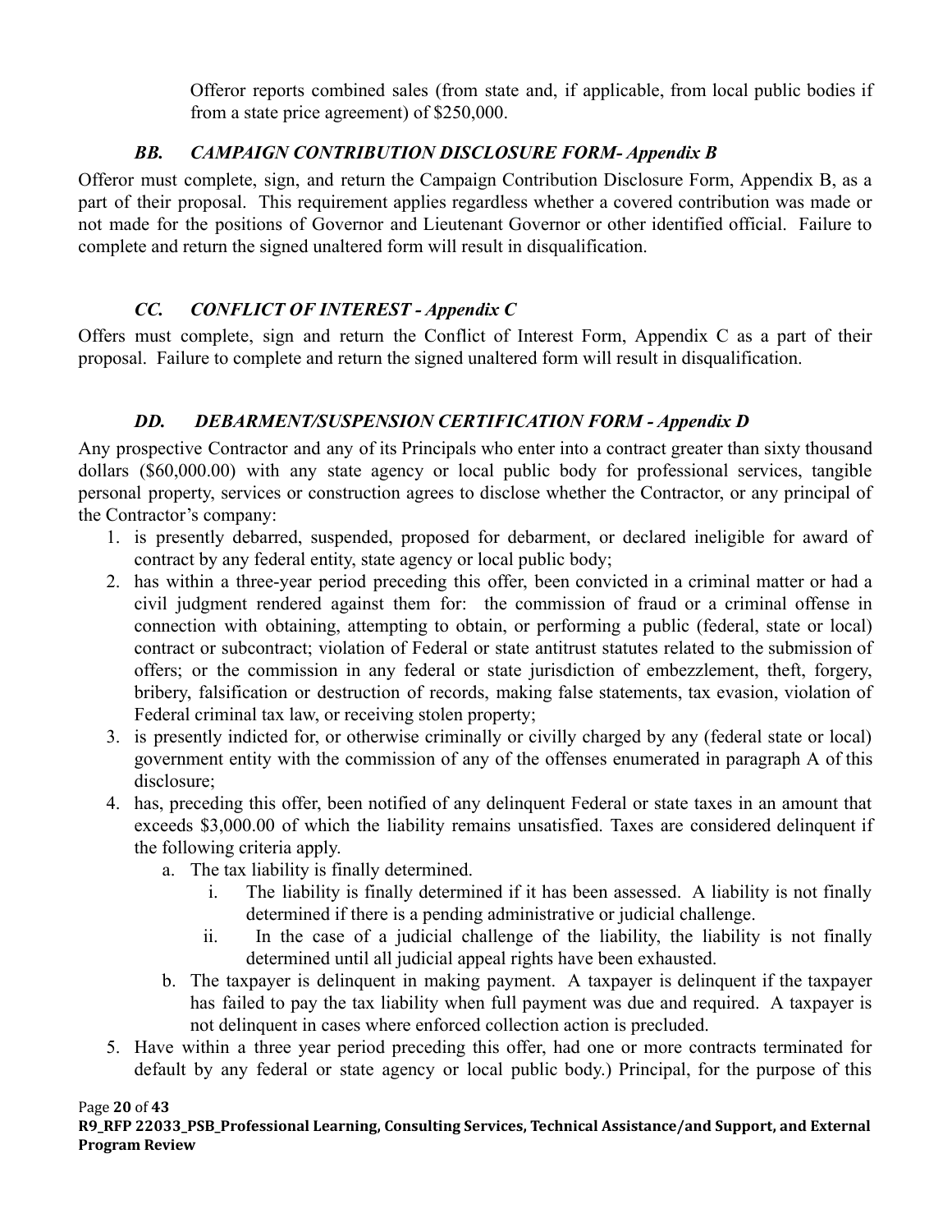Offeror reports combined sales (from state and, if applicable, from local public bodies if from a state price agreement) of $250,000.

### *BB. CAMPAIGN CONTRIBUTION DISCLOSURE FORM- Appendix B*

Offeror must complete, sign, and return the Campaign Contribution Disclosure Form, Appendix B, as a part of their proposal. This requirement applies regardless whether a covered contribution was made or not made for the positions of Governor and Lieutenant Governor or other identified official. Failure to complete and return the signed unaltered form will result in disqualification.

### *CC. CONFLICT OF INTEREST - Appendix C*

Offers must complete, sign and return the Conflict of Interest Form, Appendix C as a part of their proposal. Failure to complete and return the signed unaltered form will result in disqualification.

### *DD. DEBARMENT/SUSPENSION CERTIFICATION FORM - Appendix D*

Any prospective Contractor and any of its Principals who enter into a contract greater than sixty thousand dollars ($60,000.00) with any state agency or local public body for professional services, tangible personal property, services or construction agrees to disclose whether the Contractor, or any principal of the Contractor's company:

1. is presently debarred, suspended, proposed for debarment, or declared ineligible for award of contract by any federal entity, state agency or local public body;
2. has within a three-year period preceding this offer, been convicted in a criminal matter or had a civil judgment rendered against them for: the commission of fraud or a criminal offense in connection with obtaining, attempting to obtain, or performing a public (federal, state or local) contract or subcontract; violation of Federal or state antitrust statutes related to the submission of offers; or the commission in any federal or state jurisdiction of embezzlement, theft, forgery, bribery, falsification or destruction of records, making false statements, tax evasion, violation of Federal criminal tax law, or receiving stolen property;
3. is presently indicted for, or otherwise criminally or civilly charged by any (federal state or local) government entity with the commission of any of the offenses enumerated in paragraph A of this disclosure;
4. has, preceding this offer, been notified of any delinquent Federal or state taxes in an amount that exceeds $3,000.00 of which the liability remains unsatisfied. Taxes are considered delinquent if the following criteria apply.
    a. The tax liability is finally determined.
        i. The liability is finally determined if it has been assessed. A liability is not finally determined if there is a pending administrative or judicial challenge.
        ii. In the case of a judicial challenge of the liability, the liability is not finally determined until all judicial appeal rights have been exhausted.
    b. The taxpayer is delinquent in making payment. A taxpayer is delinquent if the taxpayer has failed to pay the tax liability when full payment was due and required. A taxpayer is not delinquent in cases where enforced collection action is precluded.
5. Have within a three year period preceding this offer, had one or more contracts terminated for default by any federal or state agency or local public body.) Principal, for the purpose of this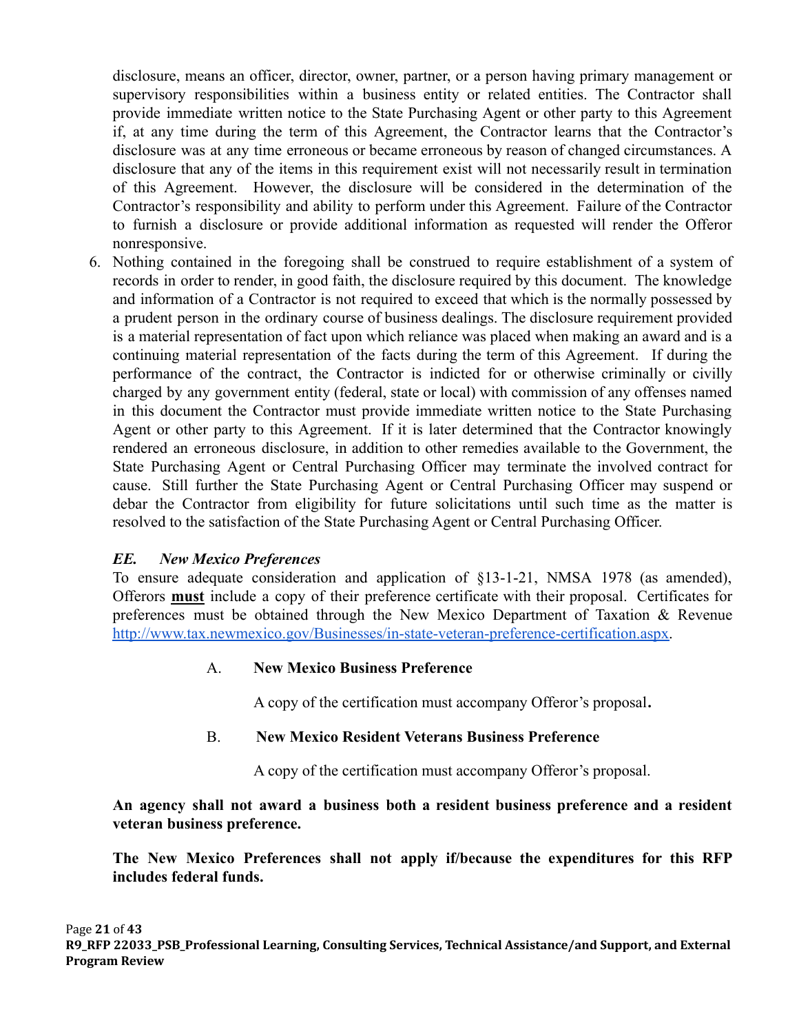disclosure, means an officer, director, owner, partner, or a person having primary management or supervisory responsibilities within a business entity or related entities. The Contractor shall provide immediate written notice to the State Purchasing Agent or other party to this Agreement if, at any time during the term of this Agreement, the Contractor learns that the Contractor's disclosure was at any time erroneous or became erroneous by reason of changed circumstances. A disclosure that any of the items in this requirement exist will not necessarily result in termination of this Agreement. However, the disclosure will be considered in the determination of the Contractor's responsibility and ability to perform under this Agreement. Failure of the Contractor to furnish a disclosure or provide additional information as requested will render the Offeror nonresponsive.

6. Nothing contained in the foregoing shall be construed to require establishment of a system of records in order to render, in good faith, the disclosure required by this document. The knowledge and information of a Contractor is not required to exceed that which is the normally possessed by a prudent person in the ordinary course of business dealings. The disclosure requirement provided is a material representation of fact upon which reliance was placed when making an award and is a continuing material representation of the facts during the term of this Agreement. If during the performance of the contract, the Contractor is indicted for or otherwise criminally or civilly charged by any government entity (federal, state or local) with commission of any offenses named in this document the Contractor must provide immediate written notice to the State Purchasing Agent or other party to this Agreement. If it is later determined that the Contractor knowingly rendered an erroneous disclosure, in addition to other remedies available to the Government, the State Purchasing Agent or Central Purchasing Officer may terminate the involved contract for cause. Still further the State Purchasing Agent or Central Purchasing Officer may suspend or debar the Contractor from eligibility for future solicitations until such time as the matter is resolved to the satisfaction of the State Purchasing Agent or Central Purchasing Officer.

### *EE. New Mexico Preferences*

To ensure adequate consideration and application of §13-1-21, NMSA 1978 (as amended), Offerors **must** include a copy of their preference certificate with their proposal. Certificates for preferences must be obtained through the New Mexico Department of Taxation & Revenue http://www.tax.newmexico.gov/Businesses/in-state-veteran-preference-certification.aspx.

A. **New Mexico Business Preference**

A copy of the certification must accompany Offeror's proposal**.**

B. **New Mexico Resident Veterans Business Preference**

A copy of the certification must accompany Offeror's proposal.

**An agency shall not award a business both a resident business preference and a resident veteran business preference.**

**The New Mexico Preferences shall not apply if/because the expenditures for this RFP includes federal funds.**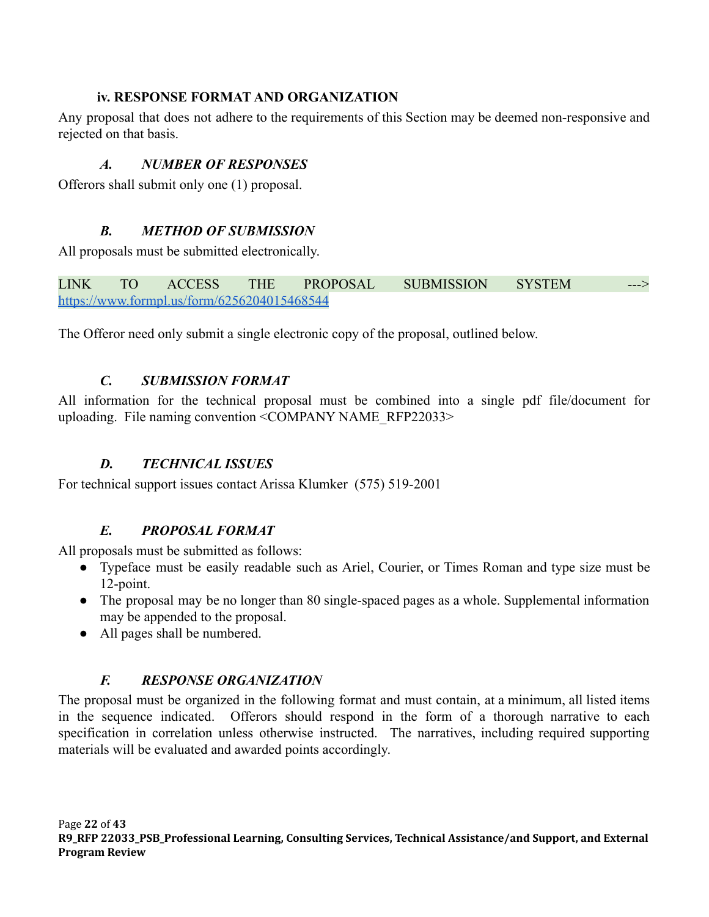### iv. RESPONSE FORMAT AND ORGANIZATION

Any proposal that does not adhere to the requirements of this Section may be deemed non-responsive and rejected on that basis.

#### *A. NUMBER OF RESPONSES*

Offerors shall submit only one (1) proposal.

#### *B. METHOD OF SUBMISSION*

All proposals must be submitted electronically.

LINK TO ACCESS THE PROPOSAL SUBMISSION SYSTEM ---> https://www.formpl.us/form/6256204015468544

The Offeror need only submit a single electronic copy of the proposal, outlined below.

#### *C. SUBMISSION FORMAT*

All information for the technical proposal must be combined into a single pdf file/document for uploading. File naming convention <COMPANY NAME_RFP22033>

#### *D. TECHNICAL ISSUES*

For technical support issues contact Arissa Klumker (575) 519-2001

#### *E. PROPOSAL FORMAT*

All proposals must be submitted as follows:

- Typeface must be easily readable such as Ariel, Courier, or Times Roman and type size must be 12-point.
- The proposal may be no longer than 80 single-spaced pages as a whole. Supplemental information may be appended to the proposal.
- All pages shall be numbered.

#### *F. RESPONSE ORGANIZATION*

The proposal must be organized in the following format and must contain, at a minimum, all listed items in the sequence indicated. Offerors should respond in the form of a thorough narrative to each specification in correlation unless otherwise instructed. The narratives, including required supporting materials will be evaluated and awarded points accordingly.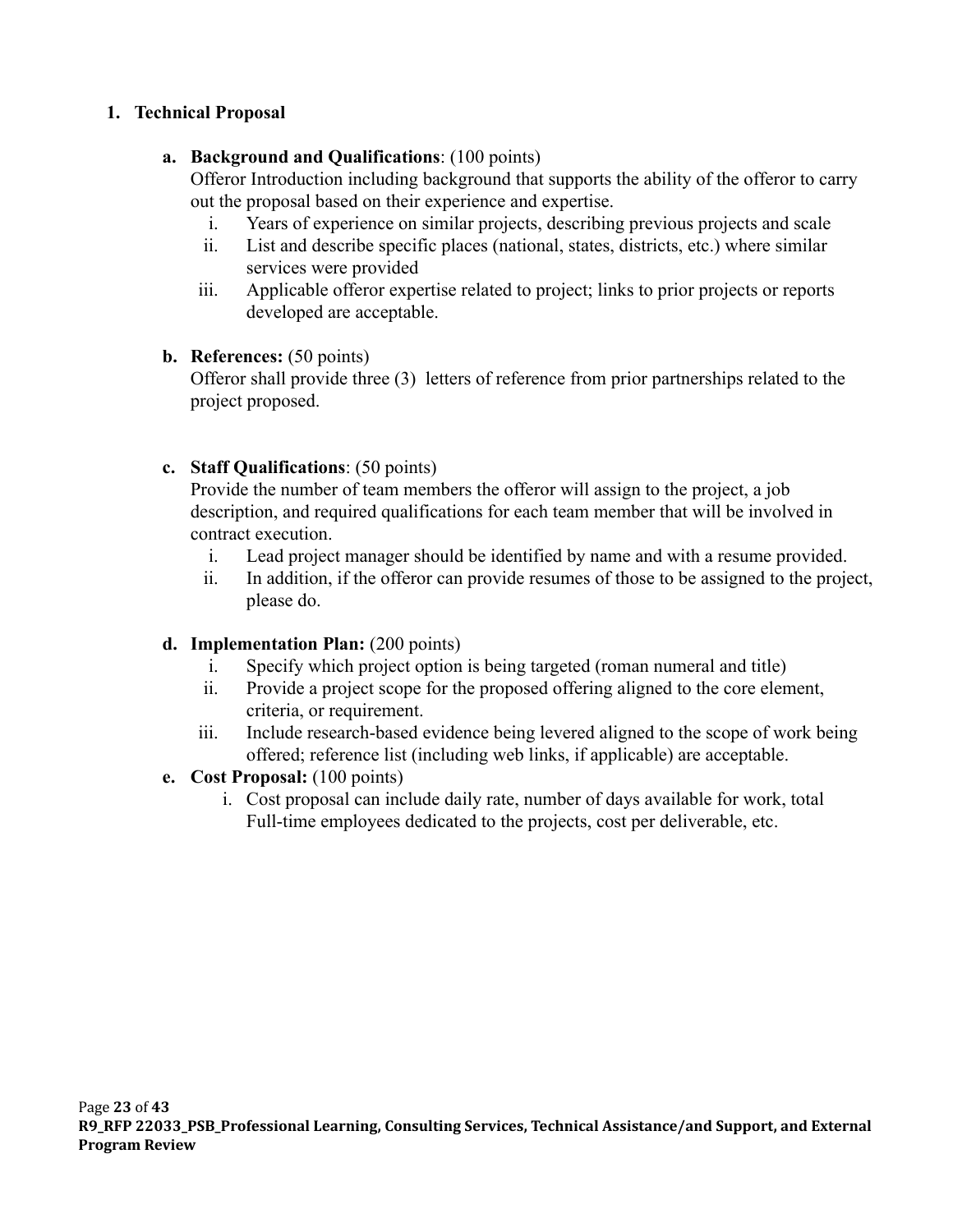1. **Technical Proposal**

   a. **Background and Qualifications**: (100 points)
   Offeror Introduction including background that supports the ability of the offeror to carry out the proposal based on their experience and expertise.
      i. Years of experience on similar projects, describing previous projects and scale
      ii. List and describe specific places (national, states, districts, etc.) where similar services were provided
      iii. Applicable offeror expertise related to project; links to prior projects or reports developed are acceptable.

   b. **References:** (50 points)
   Offeror shall provide three (3) letters of reference from prior partnerships related to the project proposed.

   c. **Staff Qualifications**: (50 points)
   Provide the number of team members the offeror will assign to the project, a job description, and required qualifications for each team member that will be involved in contract execution.
      i. Lead project manager should be identified by name and with a resume provided.
      ii. In addition, if the offeror can provide resumes of those to be assigned to the project, please do.

   d. **Implementation Plan:** (200 points)
      i. Specify which project option is being targeted (roman numeral and title)
      ii. Provide a project scope for the proposed offering aligned to the core element, criteria, or requirement.
      iii. Include research-based evidence being levered aligned to the scope of work being offered; reference list (including web links, if applicable) are acceptable.

   e. **Cost Proposal:** (100 points)
      i. Cost proposal can include daily rate, number of days available for work, total Full-time employees dedicated to the projects, cost per deliverable, etc.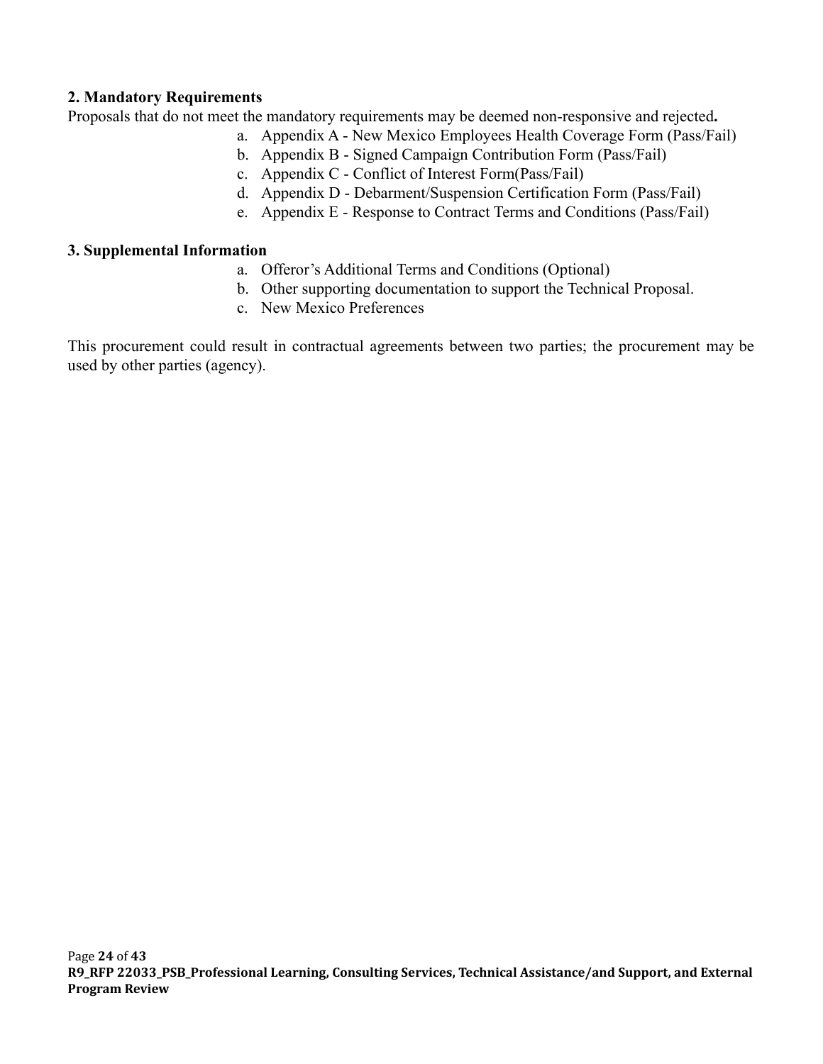**2. Mandatory Requirements**

Proposals that do not meet the mandatory requirements may be deemed non-responsive and rejected**.**

a. Appendix A - New Mexico Employees Health Coverage Form (Pass/Fail)
b. Appendix B - Signed Campaign Contribution Form (Pass/Fail)
c. Appendix C - Conflict of Interest Form(Pass/Fail)
d. Appendix D - Debarment/Suspension Certification Form (Pass/Fail)
e. Appendix E - Response to Contract Terms and Conditions (Pass/Fail)

**3. Supplemental Information**

a. Offeror's Additional Terms and Conditions (Optional)
b. Other supporting documentation to support the Technical Proposal.
c. New Mexico Preferences

This procurement could result in contractual agreements between two parties; the procurement may be used by other parties (agency).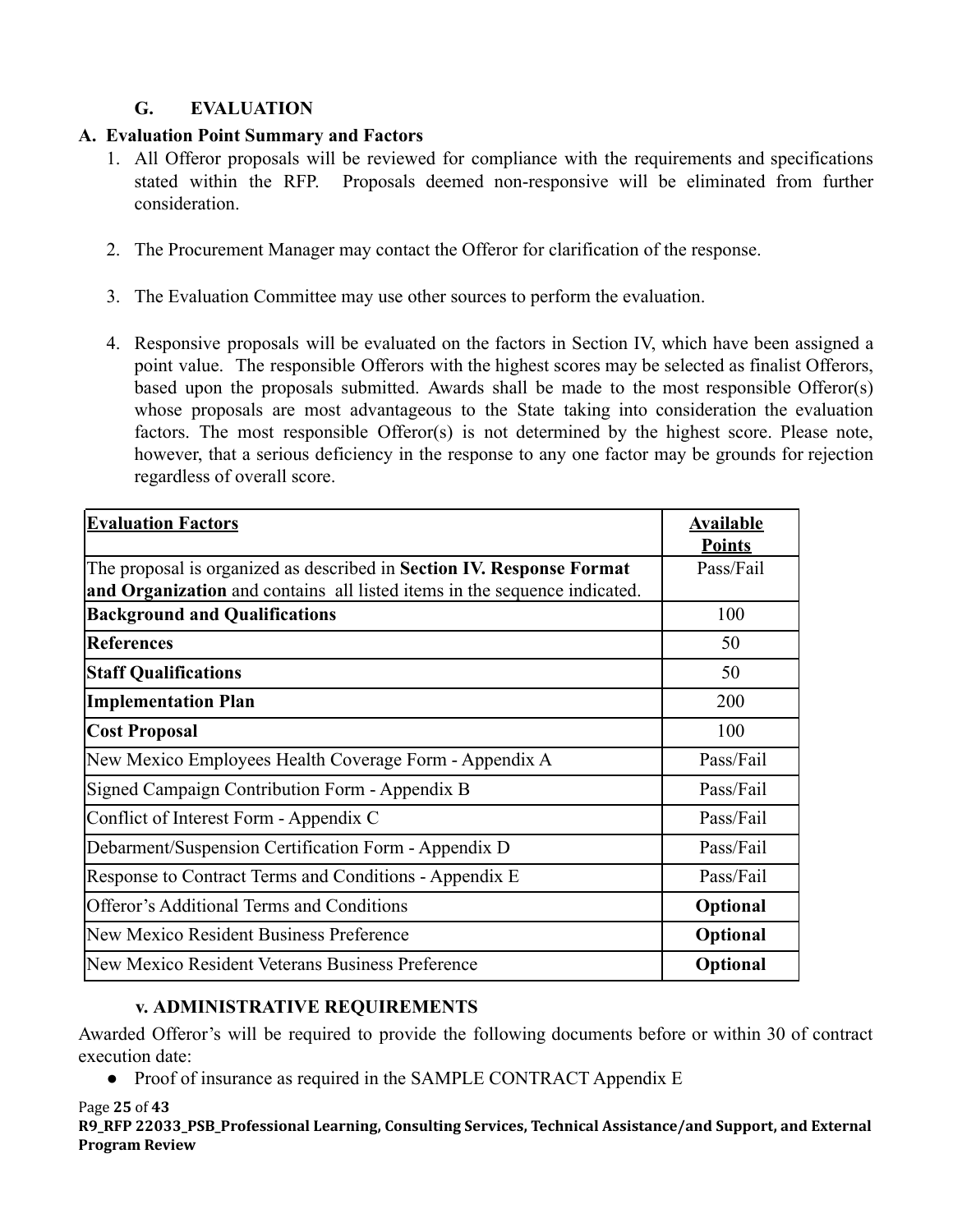## G. EVALUATION

### A. Evaluation Point Summary and Factors

1. All Offeror proposals will be reviewed for compliance with the requirements and specifications stated within the RFP. Proposals deemed non-responsive will be eliminated from further consideration.

2. The Procurement Manager may contact the Offeror for clarification of the response.

3. The Evaluation Committee may use other sources to perform the evaluation.

4. Responsive proposals will be evaluated on the factors in Section IV, which have been assigned a point value. The responsible Offerors with the highest scores may be selected as finalist Offerors, based upon the proposals submitted. Awards shall be made to the most responsible Offeror(s) whose proposals are most advantageous to the State taking into consideration the evaluation factors. The most responsible Offeror(s) is not determined by the highest score. Please note, however, that a serious deficiency in the response to any one factor may be grounds for rejection regardless of overall score.

| Evaluation Factors | Available Points |
|---|---|
| The proposal is organized as described in **Section IV. Response Format and Organization** and contains all listed items in the sequence indicated. | Pass/Fail |
| **Background and Qualifications** | 100 |
| **References** | 50 |
| **Staff Qualifications** | 50 |
| **Implementation Plan** | 200 |
| **Cost Proposal** | 100 |
| New Mexico Employees Health Coverage Form - Appendix A | Pass/Fail |
| Signed Campaign Contribution Form - Appendix B | Pass/Fail |
| Conflict of Interest Form - Appendix C | Pass/Fail |
| Debarment/Suspension Certification Form - Appendix D | Pass/Fail |
| Response to Contract Terms and Conditions - Appendix E | Pass/Fail |
| Offeror's Additional Terms and Conditions | **Optional** |
| New Mexico Resident Business Preference | **Optional** |
| New Mexico Resident Veterans Business Preference | **Optional** |

### v. ADMINISTRATIVE REQUIREMENTS

Awarded Offeror's will be required to provide the following documents before or within 30 of contract execution date:

- Proof of insurance as required in the SAMPLE CONTRACT Appendix E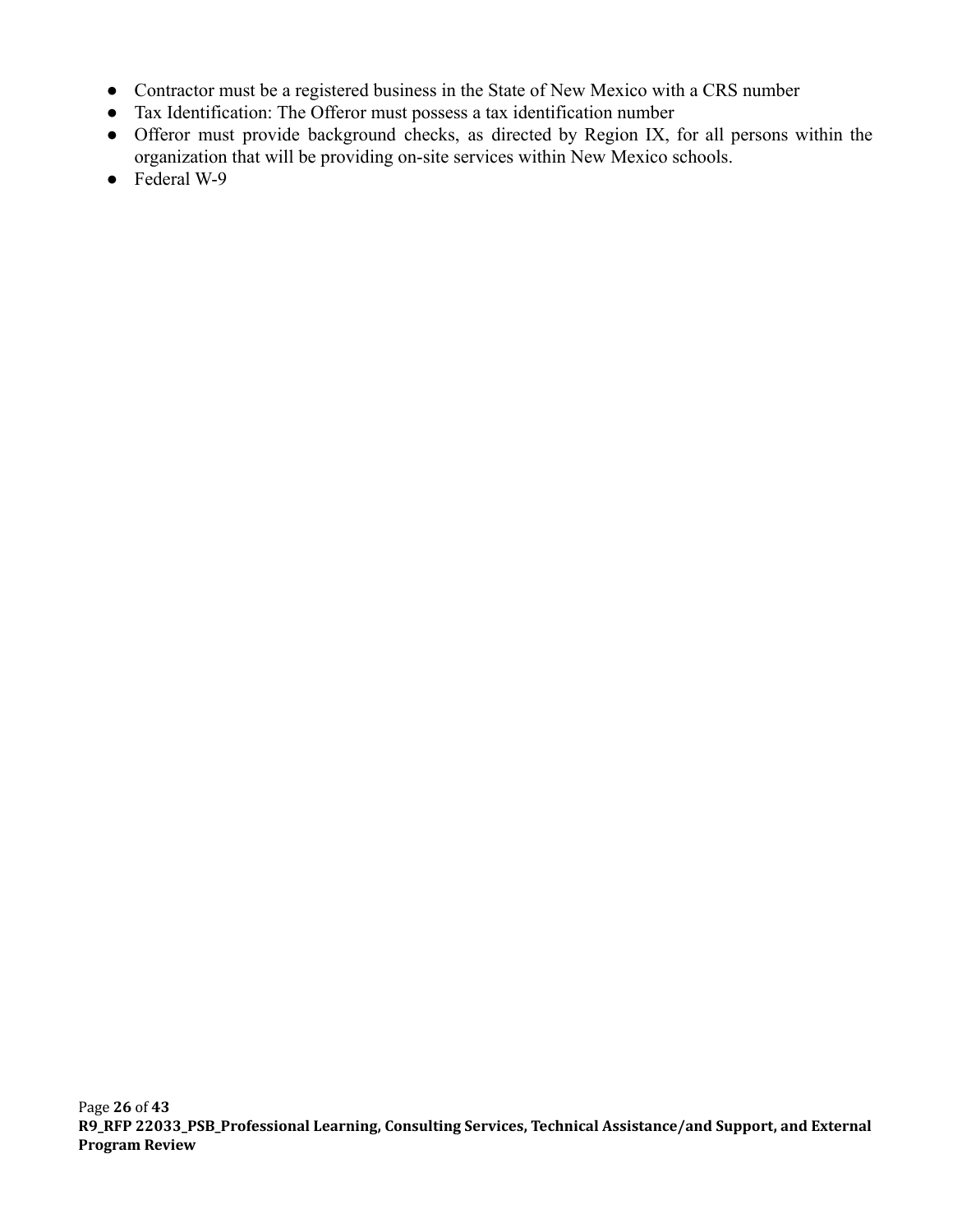- Contractor must be a registered business in the State of New Mexico with a CRS number
- Tax Identification: The Offeror must possess a tax identification number
- Offeror must provide background checks, as directed by Region IX, for all persons within the organization that will be providing on-site services within New Mexico schools.
- Federal W-9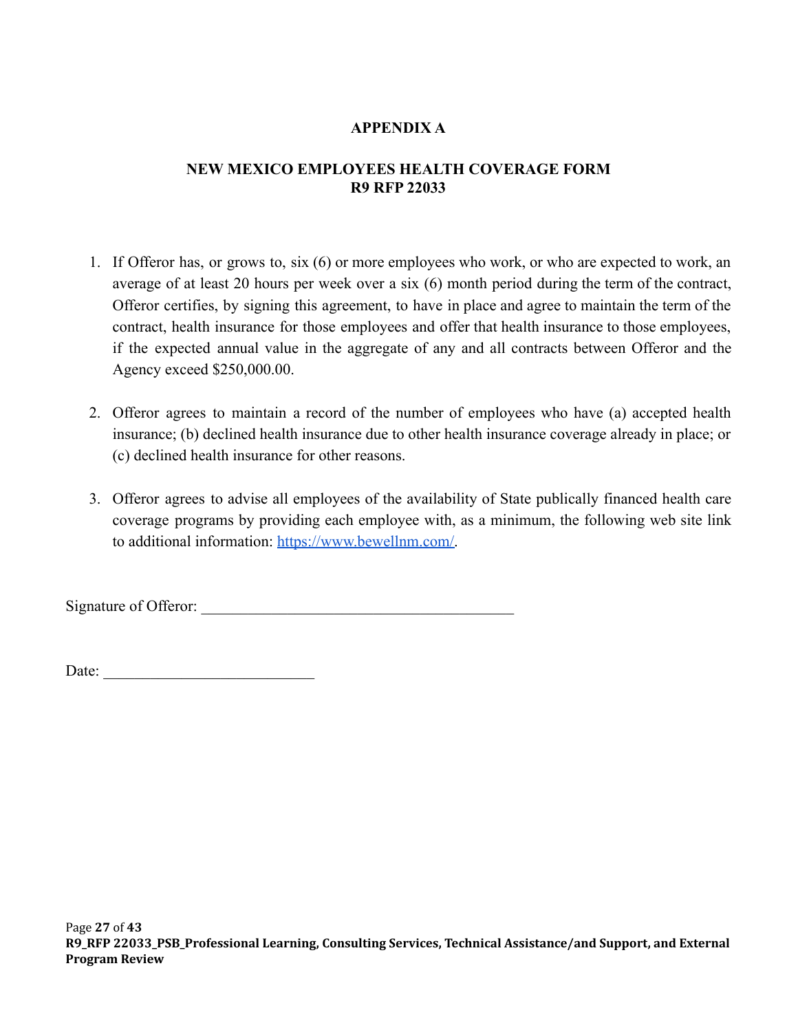# APPENDIX A

## NEW MEXICO EMPLOYEES HEALTH COVERAGE FORM
## R9 RFP 22033

1. If Offeror has, or grows to, six (6) or more employees who work, or who are expected to work, an average of at least 20 hours per week over a six (6) month period during the term of the contract, Offeror certifies, by signing this agreement, to have in place and agree to maintain the term of the contract, health insurance for those employees and offer that health insurance to those employees, if the expected annual value in the aggregate of any and all contracts between Offeror and the Agency exceed $250,000.00.

2. Offeror agrees to maintain a record of the number of employees who have (a) accepted health insurance; (b) declined health insurance due to other health insurance coverage already in place; or (c) declined health insurance for other reasons.

3. Offeror agrees to advise all employees of the availability of State publically financed health care coverage programs by providing each employee with, as a minimum, the following web site link to additional information: [https://www.bewellnm.com/](https://www.bewellnm.com/).

Signature of Offeror: ________________________________________

Date: ___________________________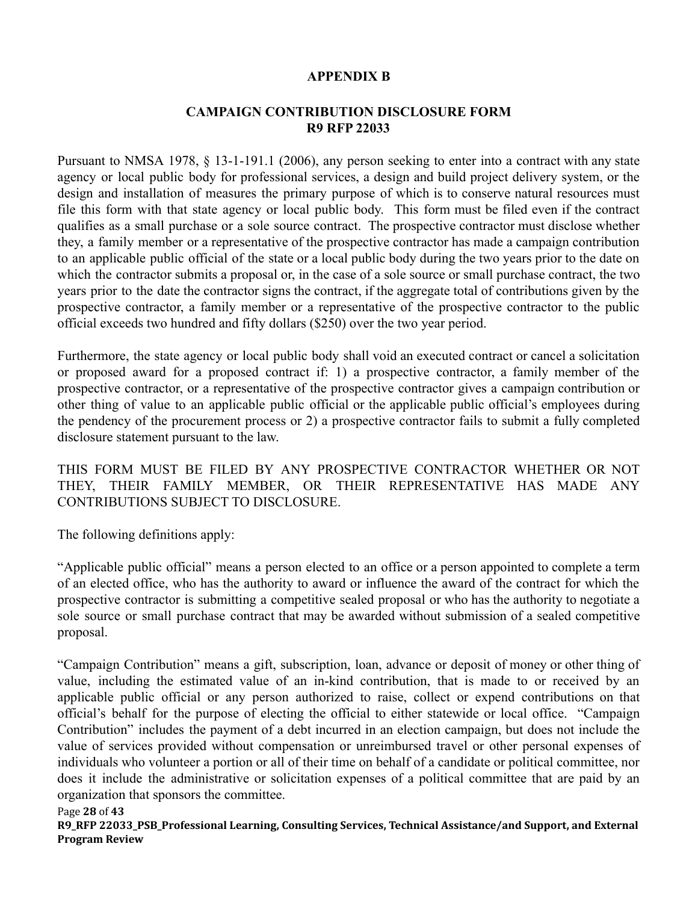# APPENDIX B

## CAMPAIGN CONTRIBUTION DISCLOSURE FORM
## R9 RFP 22033

Pursuant to NMSA 1978, § 13-1-191.1 (2006), any person seeking to enter into a contract with any state agency or local public body for professional services, a design and build project delivery system, or the design and installation of measures the primary purpose of which is to conserve natural resources must file this form with that state agency or local public body. This form must be filed even if the contract qualifies as a small purchase or a sole source contract. The prospective contractor must disclose whether they, a family member or a representative of the prospective contractor has made a campaign contribution to an applicable public official of the state or a local public body during the two years prior to the date on which the contractor submits a proposal or, in the case of a sole source or small purchase contract, the two years prior to the date the contractor signs the contract, if the aggregate total of contributions given by the prospective contractor, a family member or a representative of the prospective contractor to the public official exceeds two hundred and fifty dollars ($250) over the two year period.

Furthermore, the state agency or local public body shall void an executed contract or cancel a solicitation or proposed award for a proposed contract if: 1) a prospective contractor, a family member of the prospective contractor, or a representative of the prospective contractor gives a campaign contribution or other thing of value to an applicable public official or the applicable public official's employees during the pendency of the procurement process or 2) a prospective contractor fails to submit a fully completed disclosure statement pursuant to the law.

THIS FORM MUST BE FILED BY ANY PROSPECTIVE CONTRACTOR WHETHER OR NOT THEY, THEIR FAMILY MEMBER, OR THEIR REPRESENTATIVE HAS MADE ANY CONTRIBUTIONS SUBJECT TO DISCLOSURE.

The following definitions apply:

"Applicable public official" means a person elected to an office or a person appointed to complete a term of an elected office, who has the authority to award or influence the award of the contract for which the prospective contractor is submitting a competitive sealed proposal or who has the authority to negotiate a sole source or small purchase contract that may be awarded without submission of a sealed competitive proposal.

"Campaign Contribution" means a gift, subscription, loan, advance or deposit of money or other thing of value, including the estimated value of an in-kind contribution, that is made to or received by an applicable public official or any person authorized to raise, collect or expend contributions on that official's behalf for the purpose of electing the official to either statewide or local office. "Campaign Contribution" includes the payment of a debt incurred in an election campaign, but does not include the value of services provided without compensation or unreimbursed travel or other personal expenses of individuals who volunteer a portion or all of their time on behalf of a candidate or political committee, nor does it include the administrative or solicitation expenses of a political committee that are paid by an organization that sponsors the committee.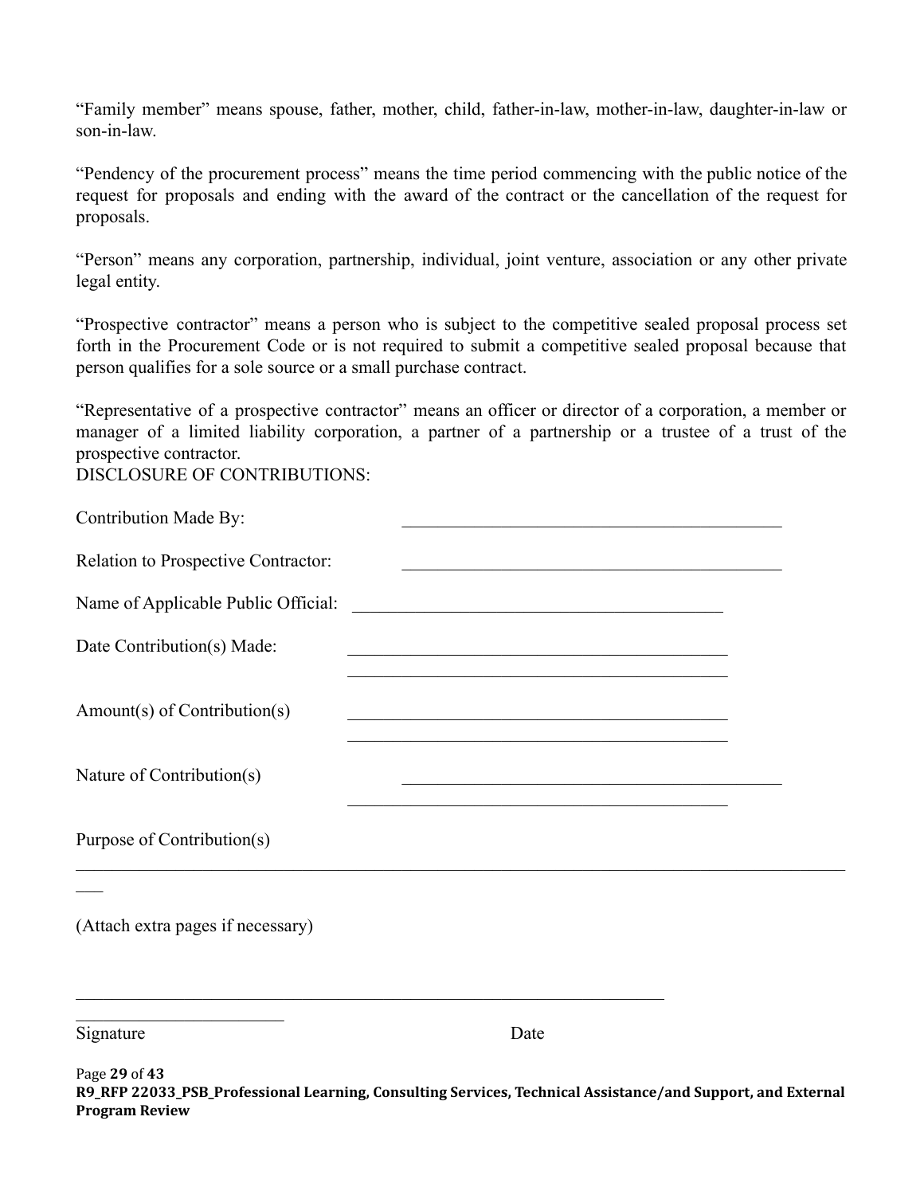"Family member" means spouse, father, mother, child, father-in-law, mother-in-law, daughter-in-law or son-in-law.

"Pendency of the procurement process" means the time period commencing with the public notice of the request for proposals and ending with the award of the contract or the cancellation of the request for proposals.

"Person" means any corporation, partnership, individual, joint venture, association or any other private legal entity.

"Prospective contractor" means a person who is subject to the competitive sealed proposal process set forth in the Procurement Code or is not required to submit a competitive sealed proposal because that person qualifies for a sole source or a small purchase contract.

"Representative of a prospective contractor" means an officer or director of a corporation, a member or manager of a limited liability corporation, a partner of a partnership or a trustee of a trust of the prospective contractor.

DISCLOSURE OF CONTRIBUTIONS:

Contribution Made By: ____________________________________________

Relation to Prospective Contractor: ____________________________________________

Name of Applicable Public Official: ____________________________________________

Date Contribution(s) Made: ____________________________________________

____________________________________________

Amount(s) of Contribution(s) ____________________________________________

____________________________________________

Nature of Contribution(s) ____________________________________________

____________________________________________

Purpose of Contribution(s)

_____________________________________________________________________________________

(Attach extra pages if necessary)

_____________________________________________________________________________________

Signature Date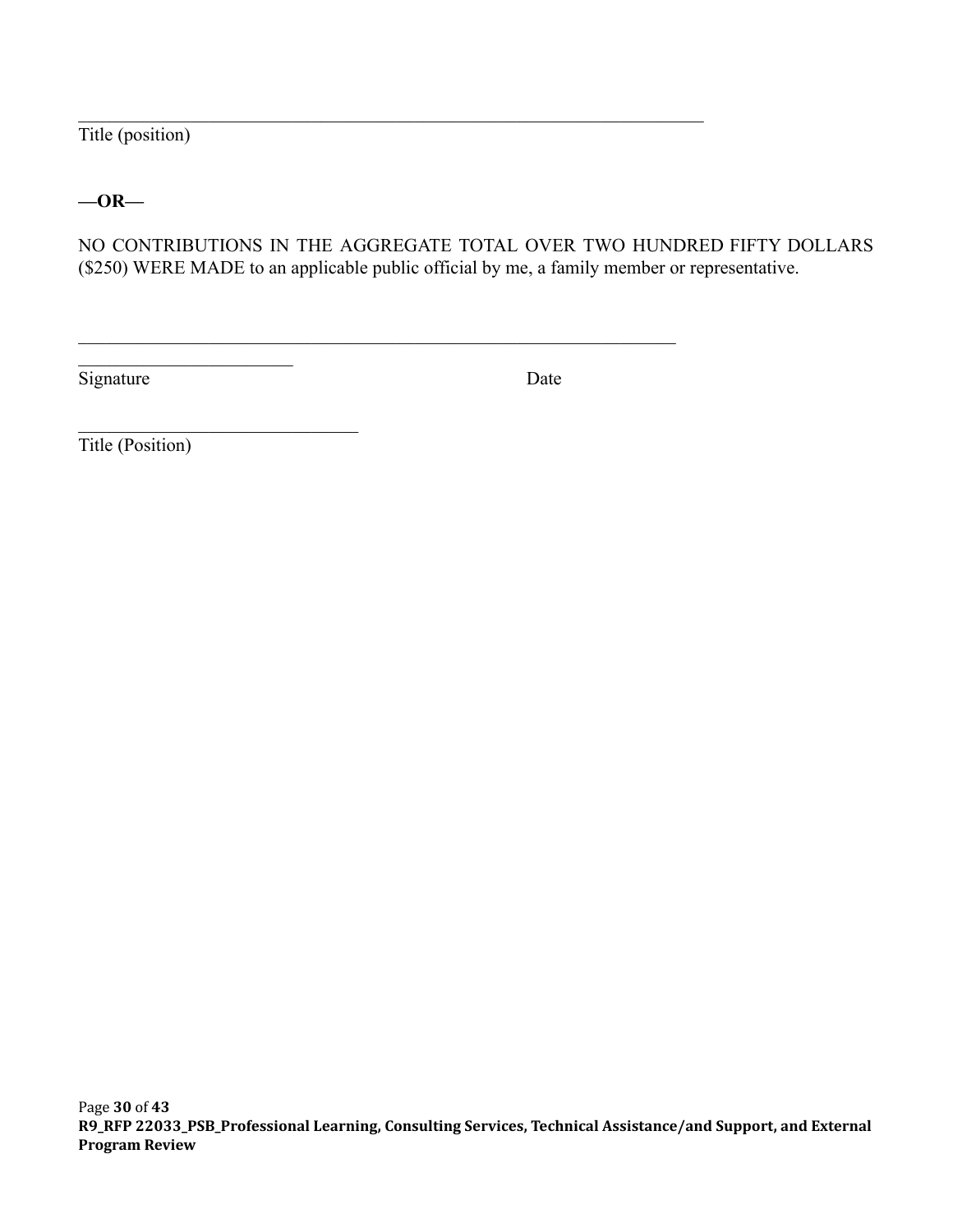\_\_\_\_\_\_\_\_\_\_\_\_\_\_\_\_\_\_\_\_\_\_\_\_\_\_\_\_\_\_\_\_\_\_\_\_\_\_\_\_\_\_\_\_\_\_\_\_\_\_\_\_\_\_\_\_\_\_\_\_\_\_\_\_\_\_\_\_
Title (position)

**—OR—**

NO CONTRIBUTIONS IN THE AGGREGATE TOTAL OVER TWO HUNDRED FIFTY DOLLARS ($250) WERE MADE to an applicable public official by me, a family member or representative.

\_\_\_\_\_\_\_\_\_\_\_\_\_\_\_\_\_\_\_\_\_\_\_\_\_\_\_\_\_\_\_\_\_\_\_\_\_\_\_\_\_\_\_\_\_\_\_\_\_\_\_\_\_\_\_\_\_\_\_\_\_\_\_\_\_
\_\_\_\_\_\_\_\_\_\_\_\_\_\_\_\_\_\_\_\_\_\_\_\_
Signature                                                                 Date

\_\_\_\_\_\_\_\_\_\_\_\_\_\_\_\_\_\_\_\_\_\_\_\_\_\_\_\_\_\_\_
Title (Position)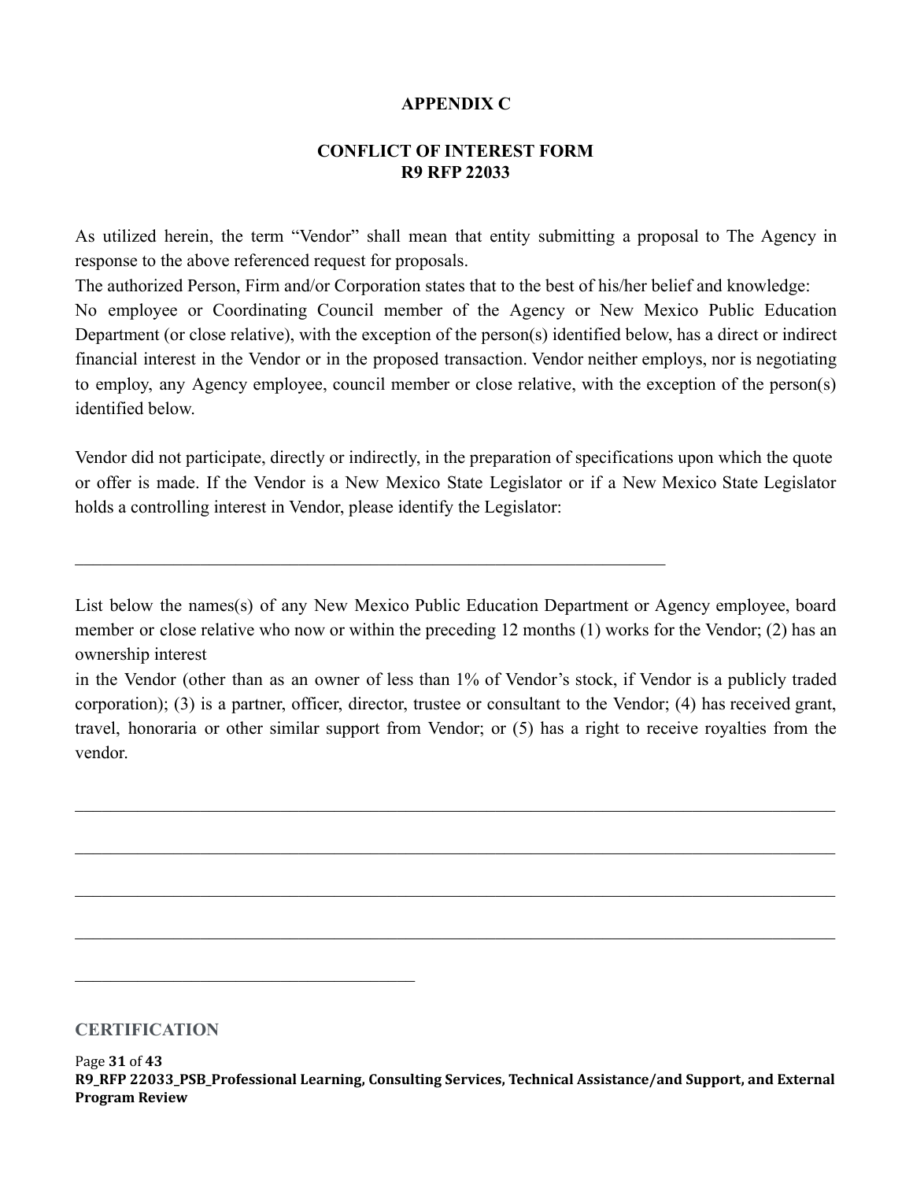# APPENDIX C

## CONFLICT OF INTEREST FORM
## R9 RFP 22033

As utilized herein, the term "Vendor" shall mean that entity submitting a proposal to The Agency in response to the above referenced request for proposals.

The authorized Person, Firm and/or Corporation states that to the best of his/her belief and knowledge:

No employee or Coordinating Council member of the Agency or New Mexico Public Education Department (or close relative), with the exception of the person(s) identified below, has a direct or indirect financial interest in the Vendor or in the proposed transaction. Vendor neither employs, nor is negotiating to employ, any Agency employee, council member or close relative, with the exception of the person(s) identified below.

Vendor did not participate, directly or indirectly, in the preparation of specifications upon which the quote or offer is made. If the Vendor is a New Mexico State Legislator or if a New Mexico State Legislator holds a controlling interest in Vendor, please identify the Legislator:

_______________________________________________________________________

List below the names(s) of any New Mexico Public Education Department or Agency employee, board member or close relative who now or within the preceding 12 months (1) works for the Vendor; (2) has an ownership interest in the Vendor (other than as an owner of less than 1% of Vendor's stock, if Vendor is a publicly traded corporation); (3) is a partner, officer, director, trustee or consultant to the Vendor; (4) has received grant, travel, honoraria or other similar support from Vendor; or (5) has a right to receive royalties from the vendor.

__________________________________________________________________________________________

__________________________________________________________________________________________

__________________________________________________________________________________________

__________________________________________________________________________________________

________________________________________

### CERTIFICATION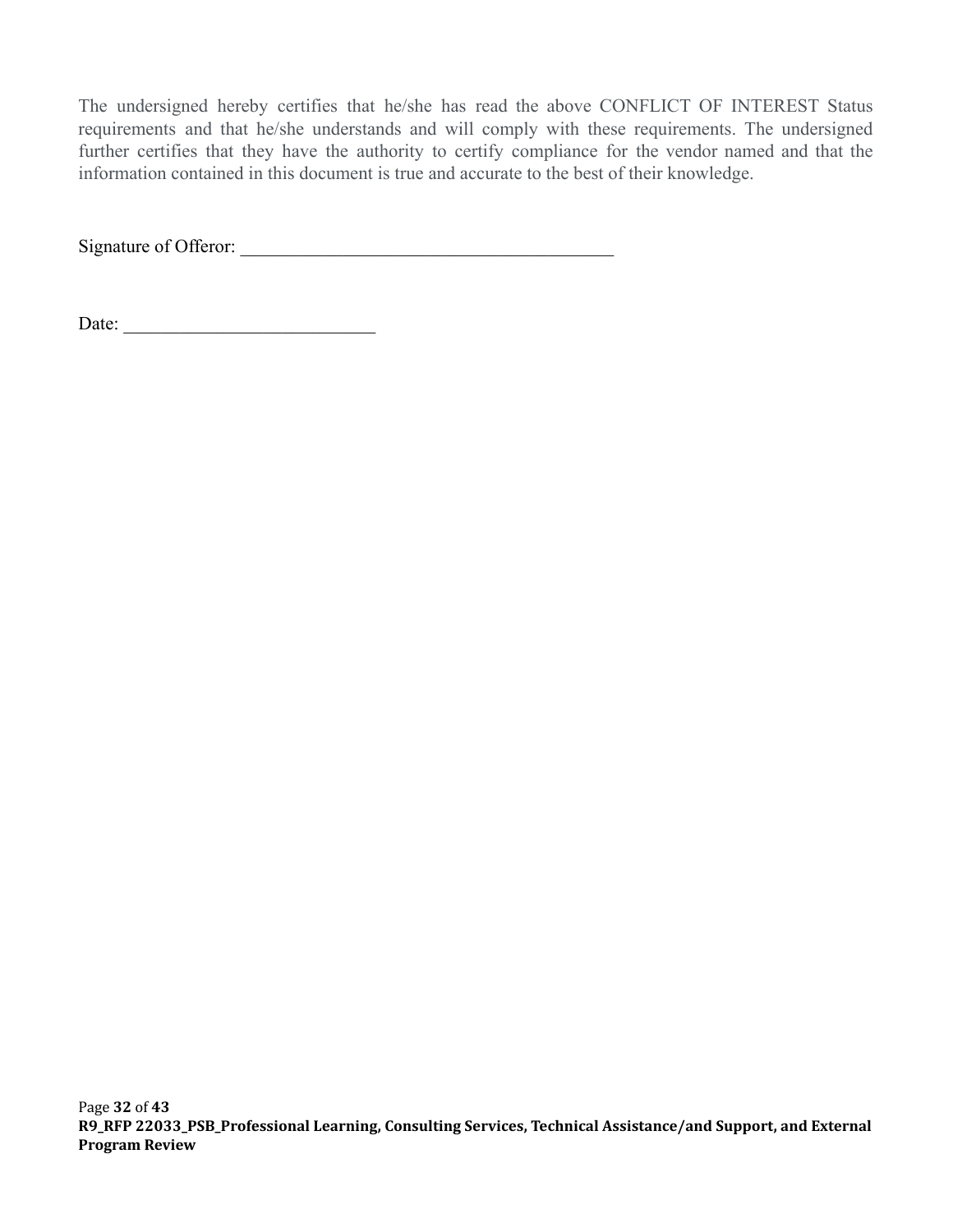The undersigned hereby certifies that he/she has read the above CONFLICT OF INTEREST Status requirements and that he/she understands and will comply with these requirements. The undersigned further certifies that they have the authority to certify compliance for the vendor named and that the information contained in this document is true and accurate to the best of their knowledge.

Signature of Offeror: ________________________________________

Date: ___________________________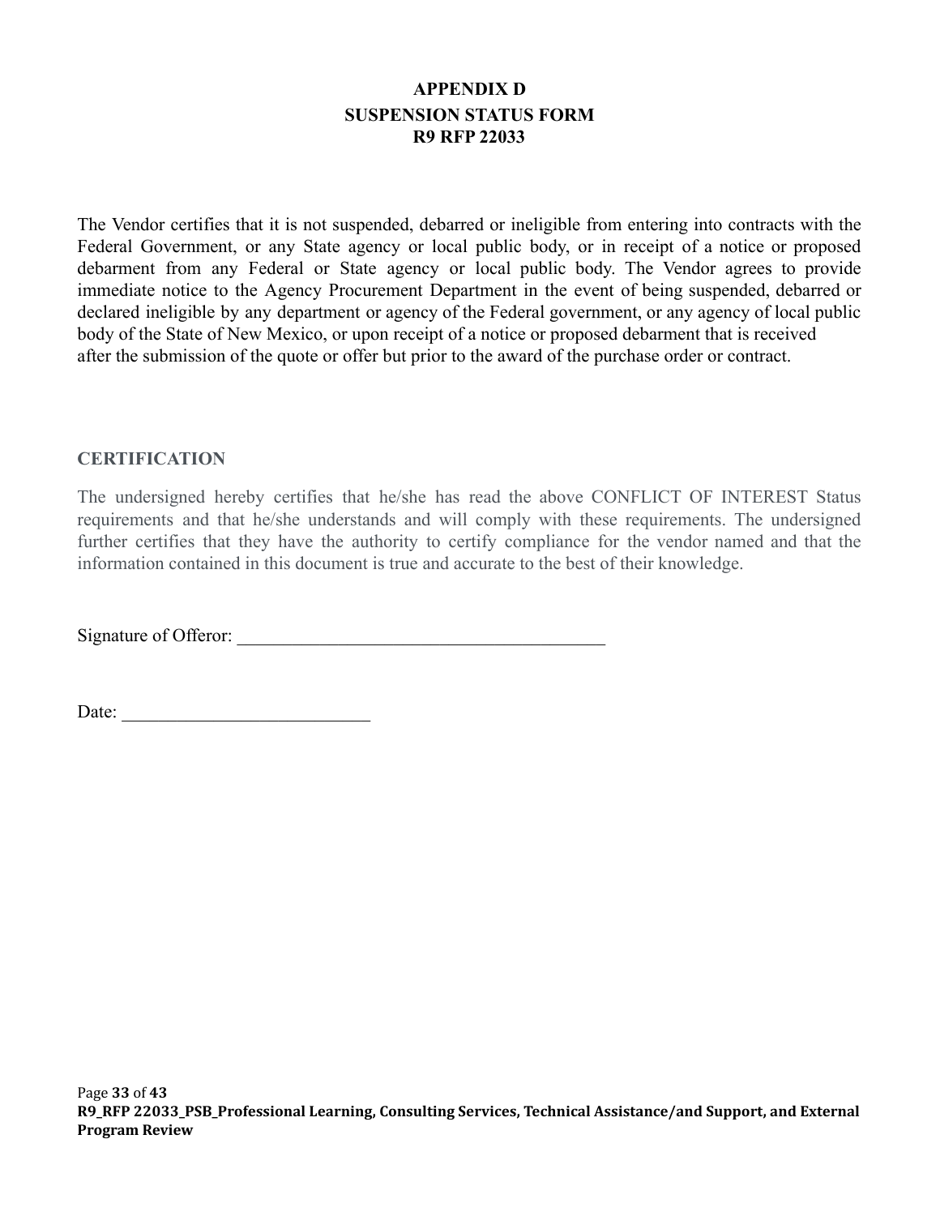# APPENDIX D
## SUSPENSION STATUS FORM
## R9 RFP 22033

The Vendor certifies that it is not suspended, debarred or ineligible from entering into contracts with the Federal Government, or any State agency or local public body, or in receipt of a notice or proposed debarment from any Federal or State agency or local public body. The Vendor agrees to provide immediate notice to the Agency Procurement Department in the event of being suspended, debarred or declared ineligible by any department or agency of the Federal government, or any agency of local public body of the State of New Mexico, or upon receipt of a notice or proposed debarment that is received after the submission of the quote or offer but prior to the award of the purchase order or contract.

### CERTIFICATION

The undersigned hereby certifies that he/she has read the above CONFLICT OF INTEREST Status requirements and that he/she understands and will comply with these requirements. The undersigned further certifies that they have the authority to certify compliance for the vendor named and that the information contained in this document is true and accurate to the best of their knowledge.

Signature of Offeror: ________________________________________

Date: ___________________________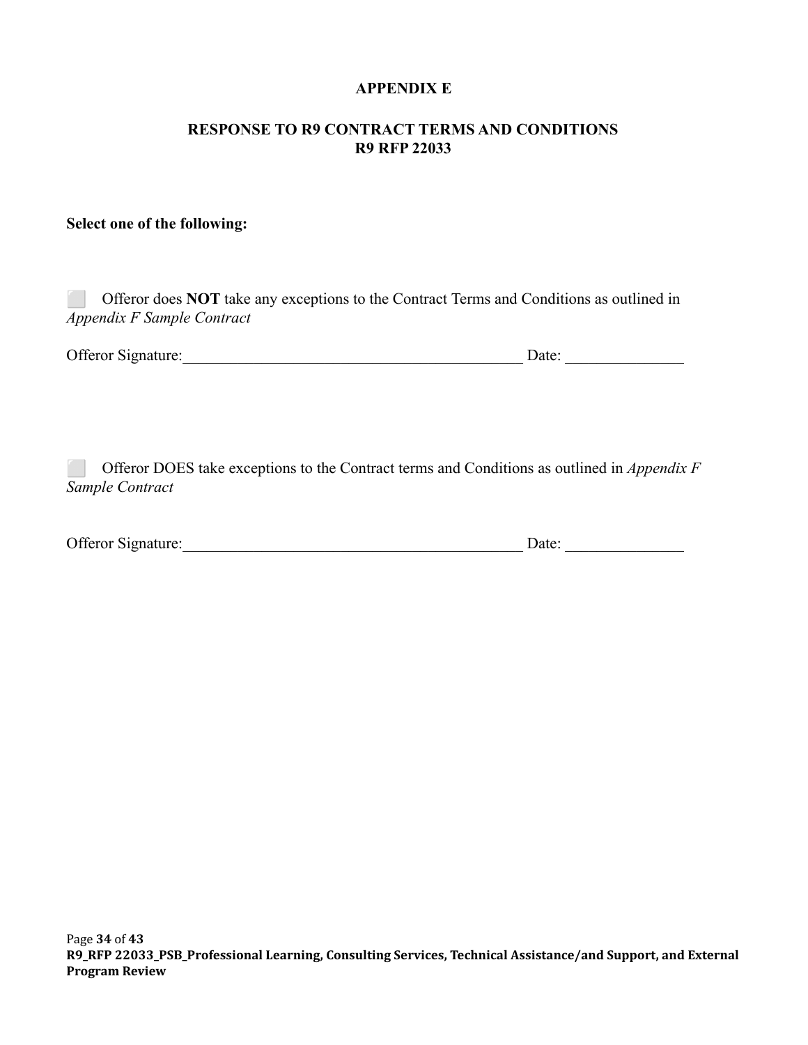# APPENDIX E

## RESPONSE TO R9 CONTRACT TERMS AND CONDITIONS
## R9 RFP 22033

**Select one of the following:**

☐ Offeror does **NOT** take any exceptions to the Contract Terms and Conditions as outlined in *Appendix F Sample Contract*

Offeror Signature:_____________________________________________ Date: _______________

☐ Offeror DOES take exceptions to the Contract terms and Conditions as outlined in *Appendix F Sample Contract*

Offeror Signature:_____________________________________________ Date: _______________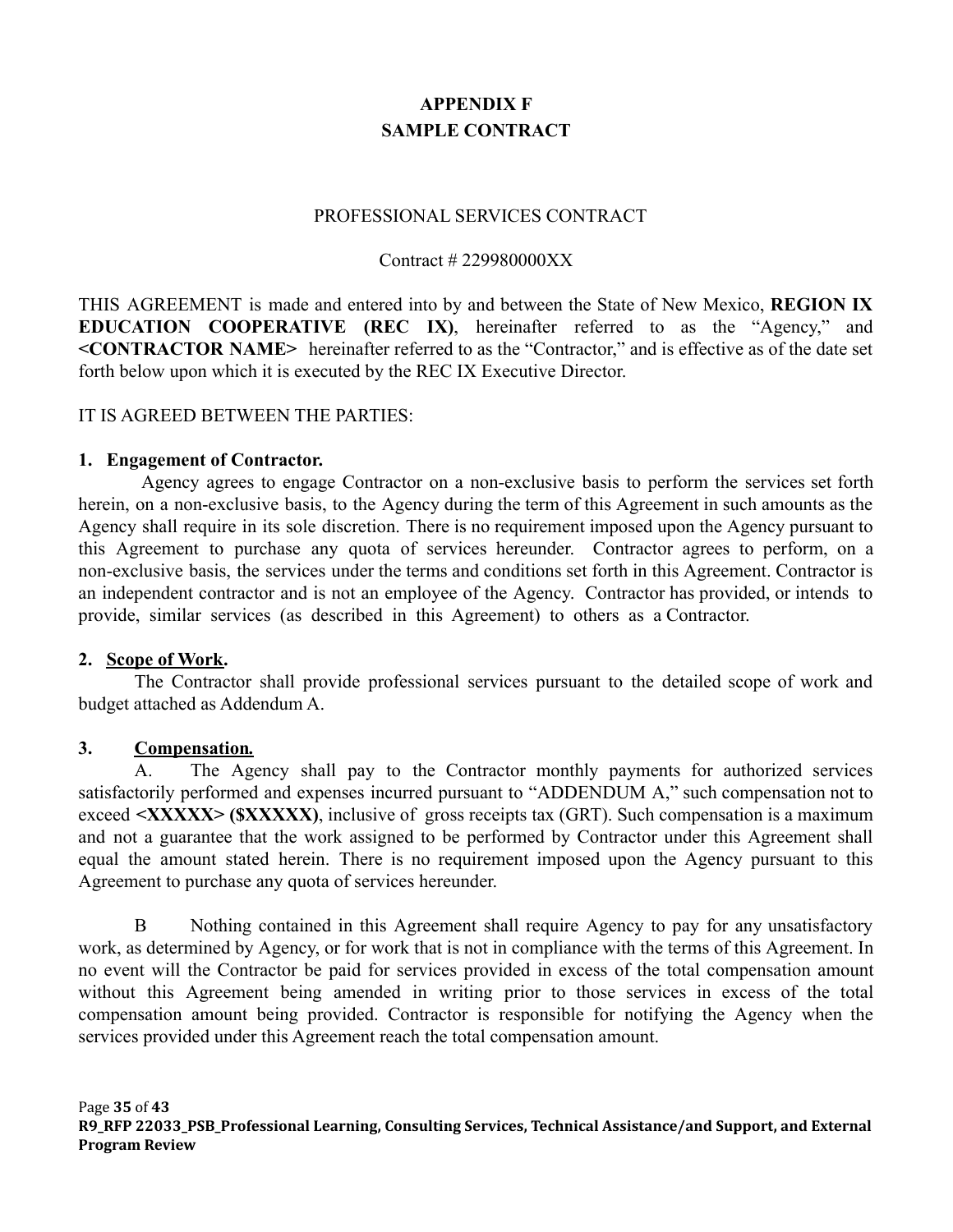# APPENDIX F
# SAMPLE CONTRACT

PROFESSIONAL SERVICES CONTRACT

Contract # 229980000XX

THIS AGREEMENT is made and entered into by and between the State of New Mexico, **REGION IX EDUCATION COOPERATIVE (REC IX)**, hereinafter referred to as the "Agency," and **<CONTRACTOR NAME>** hereinafter referred to as the "Contractor," and is effective as of the date set forth below upon which it is executed by the REC IX Executive Director.

IT IS AGREED BETWEEN THE PARTIES:

**1. Engagement of Contractor.**

Agency agrees to engage Contractor on a non-exclusive basis to perform the services set forth herein, on a non-exclusive basis, to the Agency during the term of this Agreement in such amounts as the Agency shall require in its sole discretion. There is no requirement imposed upon the Agency pursuant to this Agreement to purchase any quota of services hereunder. Contractor agrees to perform, on a non-exclusive basis, the services under the terms and conditions set forth in this Agreement. Contractor is an independent contractor and is not an employee of the Agency. Contractor has provided, or intends to provide, similar services (as described in this Agreement) to others as a Contractor.

**2. Scope of Work.**

The Contractor shall provide professional services pursuant to the detailed scope of work and budget attached as Addendum A.

**3. Compensation.**

A. The Agency shall pay to the Contractor monthly payments for authorized services satisfactorily performed and expenses incurred pursuant to "ADDENDUM A," such compensation not to exceed **<XXXXX> ($XXXXX)**, inclusive of gross receipts tax (GRT). Such compensation is a maximum and not a guarantee that the work assigned to be performed by Contractor under this Agreement shall equal the amount stated herein. There is no requirement imposed upon the Agency pursuant to this Agreement to purchase any quota of services hereunder.

B Nothing contained in this Agreement shall require Agency to pay for any unsatisfactory work, as determined by Agency, or for work that is not in compliance with the terms of this Agreement. In no event will the Contractor be paid for services provided in excess of the total compensation amount without this Agreement being amended in writing prior to those services in excess of the total compensation amount being provided. Contractor is responsible for notifying the Agency when the services provided under this Agreement reach the total compensation amount.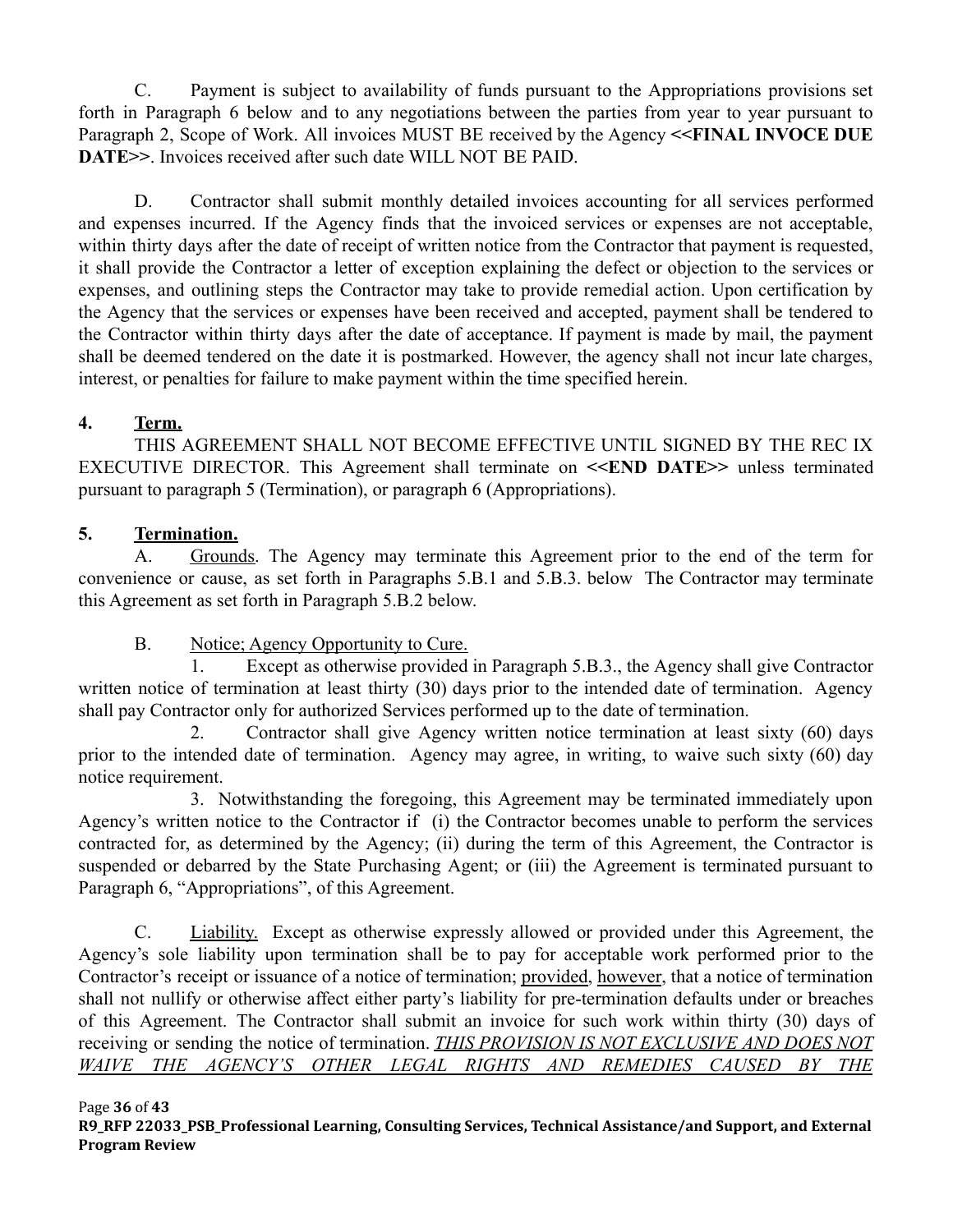C. Payment is subject to availability of funds pursuant to the Appropriations provisions set forth in Paragraph 6 below and to any negotiations between the parties from year to year pursuant to Paragraph 2, Scope of Work. All invoices MUST BE received by the Agency **<<FINAL INVOCE DUE DATE>>**. Invoices received after such date WILL NOT BE PAID.

D. Contractor shall submit monthly detailed invoices accounting for all services performed and expenses incurred. If the Agency finds that the invoiced services or expenses are not acceptable, within thirty days after the date of receipt of written notice from the Contractor that payment is requested, it shall provide the Contractor a letter of exception explaining the defect or objection to the services or expenses, and outlining steps the Contractor may take to provide remedial action. Upon certification by the Agency that the services or expenses have been received and accepted, payment shall be tendered to the Contractor within thirty days after the date of acceptance. If payment is made by mail, the payment shall be deemed tendered on the date it is postmarked. However, the agency shall not incur late charges, interest, or penalties for failure to make payment within the time specified herein.

**4. Term.**

THIS AGREEMENT SHALL NOT BECOME EFFECTIVE UNTIL SIGNED BY THE REC IX EXECUTIVE DIRECTOR. This Agreement shall terminate on **<<END DATE>>** unless terminated pursuant to paragraph 5 (Termination), or paragraph 6 (Appropriations).

**5. Termination.**

A. Grounds. The Agency may terminate this Agreement prior to the end of the term for convenience or cause, as set forth in Paragraphs 5.B.1 and 5.B.3. below The Contractor may terminate this Agreement as set forth in Paragraph 5.B.2 below.

B. Notice; Agency Opportunity to Cure.

1. Except as otherwise provided in Paragraph 5.B.3., the Agency shall give Contractor written notice of termination at least thirty (30) days prior to the intended date of termination. Agency shall pay Contractor only for authorized Services performed up to the date of termination.

2. Contractor shall give Agency written notice termination at least sixty (60) days prior to the intended date of termination. Agency may agree, in writing, to waive such sixty (60) day notice requirement.

3. Notwithstanding the foregoing, this Agreement may be terminated immediately upon Agency's written notice to the Contractor if (i) the Contractor becomes unable to perform the services contracted for, as determined by the Agency; (ii) during the term of this Agreement, the Contractor is suspended or debarred by the State Purchasing Agent; or (iii) the Agreement is terminated pursuant to Paragraph 6, "Appropriations", of this Agreement.

C. Liability. Except as otherwise expressly allowed or provided under this Agreement, the Agency's sole liability upon termination shall be to pay for acceptable work performed prior to the Contractor's receipt or issuance of a notice of termination; provided, however, that a notice of termination shall not nullify or otherwise affect either party's liability for pre-termination defaults under or breaches of this Agreement. The Contractor shall submit an invoice for such work within thirty (30) days of receiving or sending the notice of termination. *THIS PROVISION IS NOT EXCLUSIVE AND DOES NOT WAIVE THE AGENCY'S OTHER LEGAL RIGHTS AND REMEDIES CAUSED BY THE*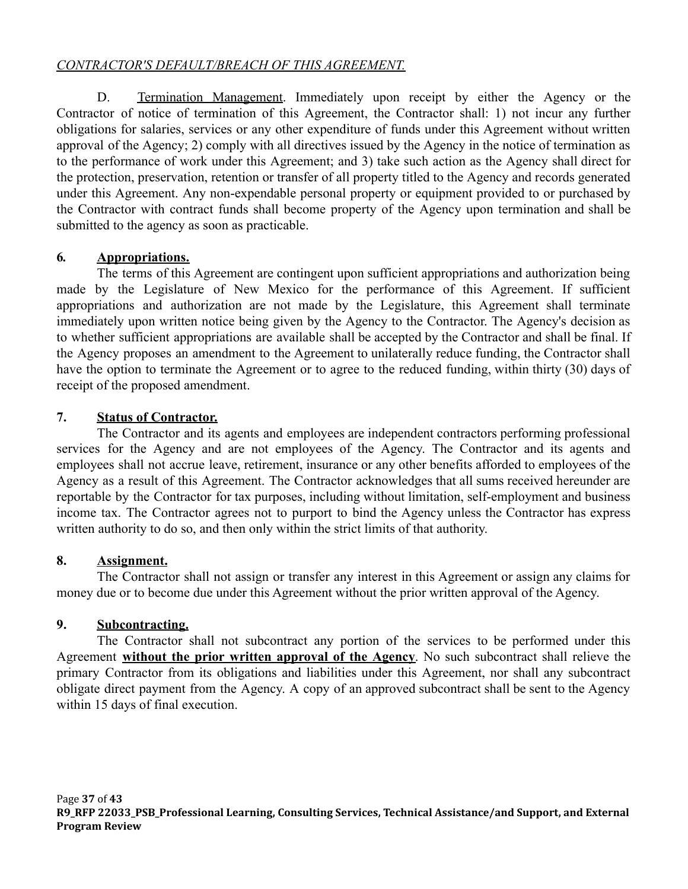*CONTRACTOR'S DEFAULT/BREACH OF THIS AGREEMENT.*

D. Termination Management. Immediately upon receipt by either the Agency or the Contractor of notice of termination of this Agreement, the Contractor shall: 1) not incur any further obligations for salaries, services or any other expenditure of funds under this Agreement without written approval of the Agency; 2) comply with all directives issued by the Agency in the notice of termination as to the performance of work under this Agreement; and 3) take such action as the Agency shall direct for the protection, preservation, retention or transfer of all property titled to the Agency and records generated under this Agreement. Any non-expendable personal property or equipment provided to or purchased by the Contractor with contract funds shall become property of the Agency upon termination and shall be submitted to the agency as soon as practicable.

**6. Appropriations.**

The terms of this Agreement are contingent upon sufficient appropriations and authorization being made by the Legislature of New Mexico for the performance of this Agreement. If sufficient appropriations and authorization are not made by the Legislature, this Agreement shall terminate immediately upon written notice being given by the Agency to the Contractor. The Agency's decision as to whether sufficient appropriations are available shall be accepted by the Contractor and shall be final. If the Agency proposes an amendment to the Agreement to unilaterally reduce funding, the Contractor shall have the option to terminate the Agreement or to agree to the reduced funding, within thirty (30) days of receipt of the proposed amendment.

**7. Status of Contractor.**

The Contractor and its agents and employees are independent contractors performing professional services for the Agency and are not employees of the Agency. The Contractor and its agents and employees shall not accrue leave, retirement, insurance or any other benefits afforded to employees of the Agency as a result of this Agreement. The Contractor acknowledges that all sums received hereunder are reportable by the Contractor for tax purposes, including without limitation, self-employment and business income tax. The Contractor agrees not to purport to bind the Agency unless the Contractor has express written authority to do so, and then only within the strict limits of that authority.

**8. Assignment.**

The Contractor shall not assign or transfer any interest in this Agreement or assign any claims for money due or to become due under this Agreement without the prior written approval of the Agency.

**9. Subcontracting.**

The Contractor shall not subcontract any portion of the services to be performed under this Agreement **without the prior written approval of the Agency**. No such subcontract shall relieve the primary Contractor from its obligations and liabilities under this Agreement, nor shall any subcontract obligate direct payment from the Agency. A copy of an approved subcontract shall be sent to the Agency within 15 days of final execution.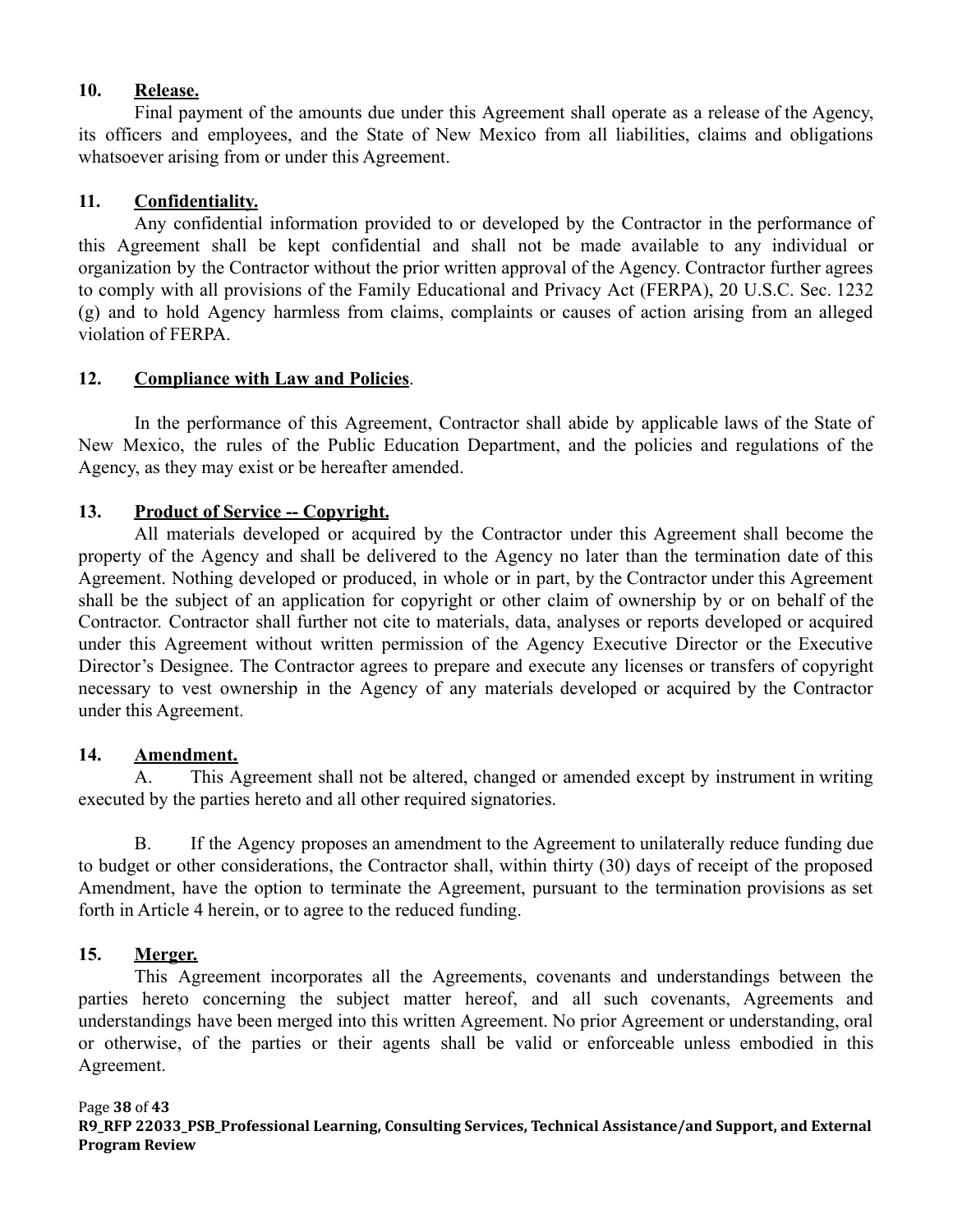**10. Release.**

Final payment of the amounts due under this Agreement shall operate as a release of the Agency, its officers and employees, and the State of New Mexico from all liabilities, claims and obligations whatsoever arising from or under this Agreement.

**11. Confidentiality.**

Any confidential information provided to or developed by the Contractor in the performance of this Agreement shall be kept confidential and shall not be made available to any individual or organization by the Contractor without the prior written approval of the Agency. Contractor further agrees to comply with all provisions of the Family Educational and Privacy Act (FERPA), 20 U.S.C. Sec. 1232 (g) and to hold Agency harmless from claims, complaints or causes of action arising from an alleged violation of FERPA.

**12. Compliance with Law and Policies.**

In the performance of this Agreement, Contractor shall abide by applicable laws of the State of New Mexico, the rules of the Public Education Department, and the policies and regulations of the Agency, as they may exist or be hereafter amended.

**13. Product of Service -- Copyright.**

All materials developed or acquired by the Contractor under this Agreement shall become the property of the Agency and shall be delivered to the Agency no later than the termination date of this Agreement. Nothing developed or produced, in whole or in part, by the Contractor under this Agreement shall be the subject of an application for copyright or other claim of ownership by or on behalf of the Contractor. Contractor shall further not cite to materials, data, analyses or reports developed or acquired under this Agreement without written permission of the Agency Executive Director or the Executive Director's Designee. The Contractor agrees to prepare and execute any licenses or transfers of copyright necessary to vest ownership in the Agency of any materials developed or acquired by the Contractor under this Agreement.

**14. Amendment.**

A. This Agreement shall not be altered, changed or amended except by instrument in writing executed by the parties hereto and all other required signatories.

B. If the Agency proposes an amendment to the Agreement to unilaterally reduce funding due to budget or other considerations, the Contractor shall, within thirty (30) days of receipt of the proposed Amendment, have the option to terminate the Agreement, pursuant to the termination provisions as set forth in Article 4 herein, or to agree to the reduced funding.

**15. Merger.**

This Agreement incorporates all the Agreements, covenants and understandings between the parties hereto concerning the subject matter hereof, and all such covenants, Agreements and understandings have been merged into this written Agreement. No prior Agreement or understanding, oral or otherwise, of the parties or their agents shall be valid or enforceable unless embodied in this Agreement.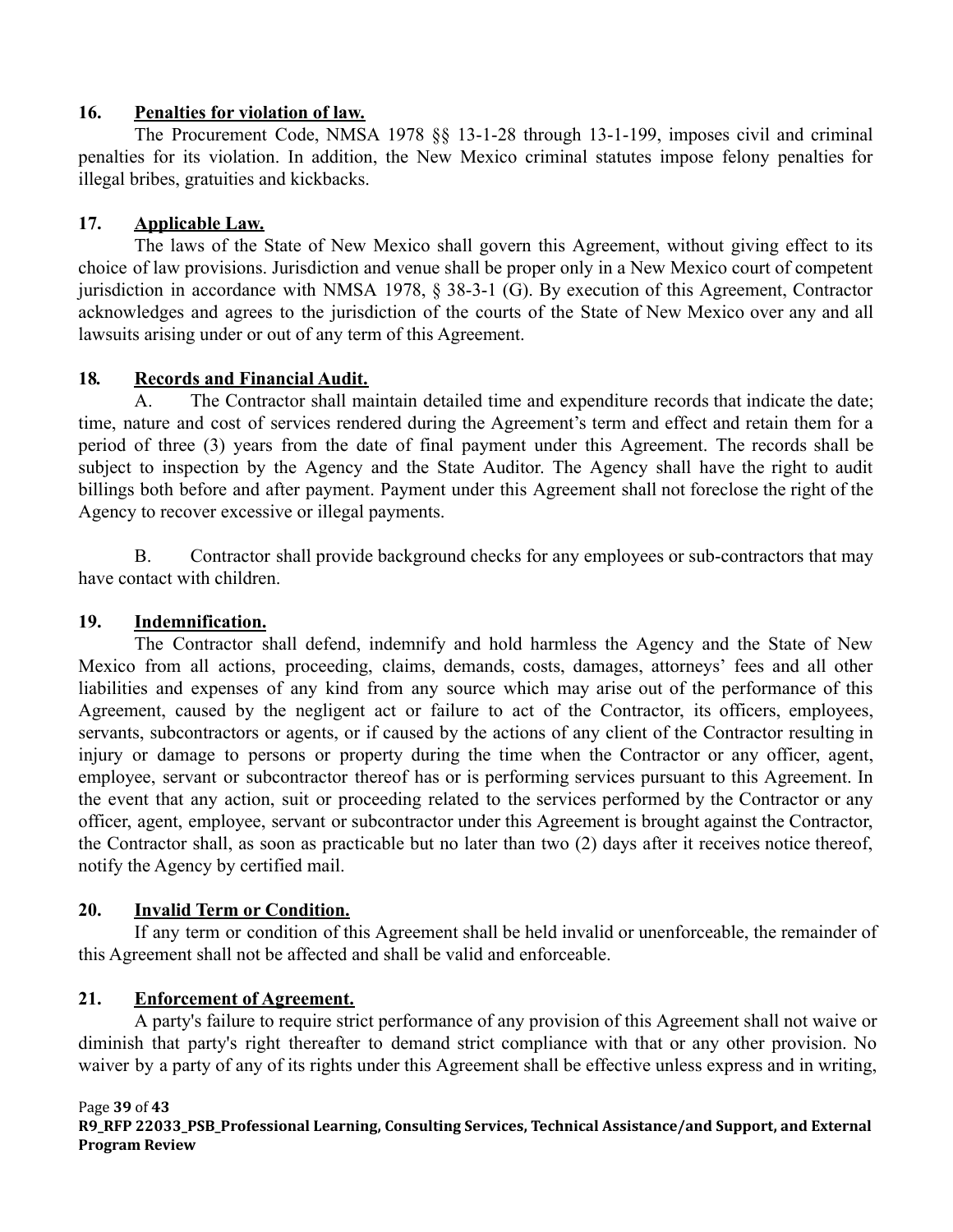**16. Penalties for violation of law.**

The Procurement Code, NMSA 1978 §§ 13-1-28 through 13-1-199, imposes civil and criminal penalties for its violation. In addition, the New Mexico criminal statutes impose felony penalties for illegal bribes, gratuities and kickbacks.

**17. Applicable Law.**

The laws of the State of New Mexico shall govern this Agreement, without giving effect to its choice of law provisions. Jurisdiction and venue shall be proper only in a New Mexico court of competent jurisdiction in accordance with NMSA 1978, § 38-3-1 (G). By execution of this Agreement, Contractor acknowledges and agrees to the jurisdiction of the courts of the State of New Mexico over any and all lawsuits arising under or out of any term of this Agreement.

**18. Records and Financial Audit.**

A. The Contractor shall maintain detailed time and expenditure records that indicate the date; time, nature and cost of services rendered during the Agreement's term and effect and retain them for a period of three (3) years from the date of final payment under this Agreement. The records shall be subject to inspection by the Agency and the State Auditor. The Agency shall have the right to audit billings both before and after payment. Payment under this Agreement shall not foreclose the right of the Agency to recover excessive or illegal payments.

B. Contractor shall provide background checks for any employees or sub-contractors that may have contact with children.

**19. Indemnification.**

The Contractor shall defend, indemnify and hold harmless the Agency and the State of New Mexico from all actions, proceeding, claims, demands, costs, damages, attorneys' fees and all other liabilities and expenses of any kind from any source which may arise out of the performance of this Agreement, caused by the negligent act or failure to act of the Contractor, its officers, employees, servants, subcontractors or agents, or if caused by the actions of any client of the Contractor resulting in injury or damage to persons or property during the time when the Contractor or any officer, agent, employee, servant or subcontractor thereof has or is performing services pursuant to this Agreement. In the event that any action, suit or proceeding related to the services performed by the Contractor or any officer, agent, employee, servant or subcontractor under this Agreement is brought against the Contractor, the Contractor shall, as soon as practicable but no later than two (2) days after it receives notice thereof, notify the Agency by certified mail.

**20. Invalid Term or Condition.**

If any term or condition of this Agreement shall be held invalid or unenforceable, the remainder of this Agreement shall not be affected and shall be valid and enforceable.

**21. Enforcement of Agreement.**

A party's failure to require strict performance of any provision of this Agreement shall not waive or diminish that party's right thereafter to demand strict compliance with that or any other provision. No waiver by a party of any of its rights under this Agreement shall be effective unless express and in writing,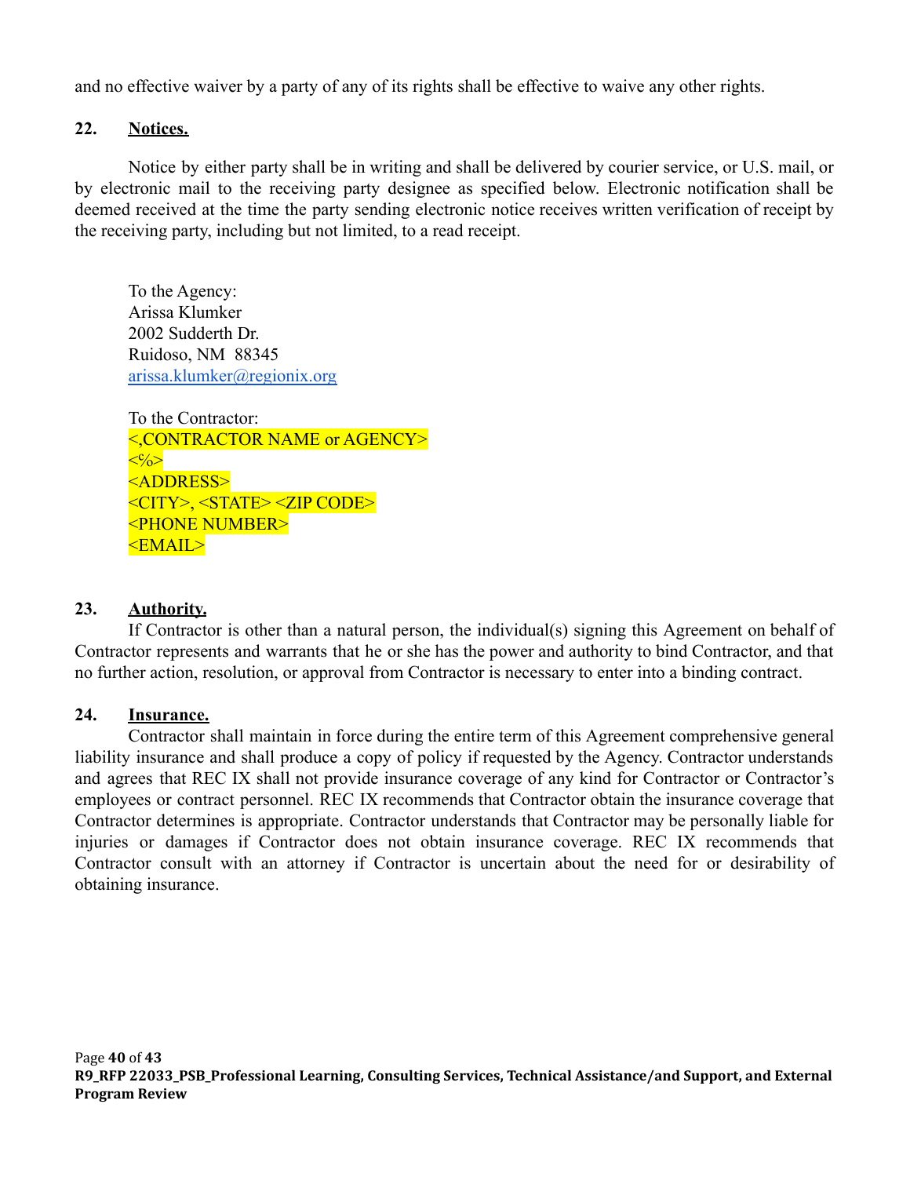and no effective waiver by a party of any of its rights shall be effective to waive any other rights.

## 22. Notices.

Notice by either party shall be in writing and shall be delivered by courier service, or U.S. mail, or by electronic mail to the receiving party designee as specified below. Electronic notification shall be deemed received at the time the party sending electronic notice receives written verification of receipt by the receiving party, including but not limited, to a read receipt.

To the Agency:
Arissa Klumker
2002 Sudderth Dr.
Ruidoso, NM 88345
arissa.klumker@regionix.org

To the Contractor:
<,CONTRACTOR NAME or AGENCY>
<%>
<ADDRESS>
<CITY>, <STATE> <ZIP CODE>
<PHONE NUMBER>
<EMAIL>

## 23. Authority.

If Contractor is other than a natural person, the individual(s) signing this Agreement on behalf of Contractor represents and warrants that he or she has the power and authority to bind Contractor, and that no further action, resolution, or approval from Contractor is necessary to enter into a binding contract.

## 24. Insurance.

Contractor shall maintain in force during the entire term of this Agreement comprehensive general liability insurance and shall produce a copy of policy if requested by the Agency. Contractor understands and agrees that REC IX shall not provide insurance coverage of any kind for Contractor or Contractor's employees or contract personnel. REC IX recommends that Contractor obtain the insurance coverage that Contractor determines is appropriate. Contractor understands that Contractor may be personally liable for injuries or damages if Contractor does not obtain insurance coverage. REC IX recommends that Contractor consult with an attorney if Contractor is uncertain about the need for or desirability of obtaining insurance.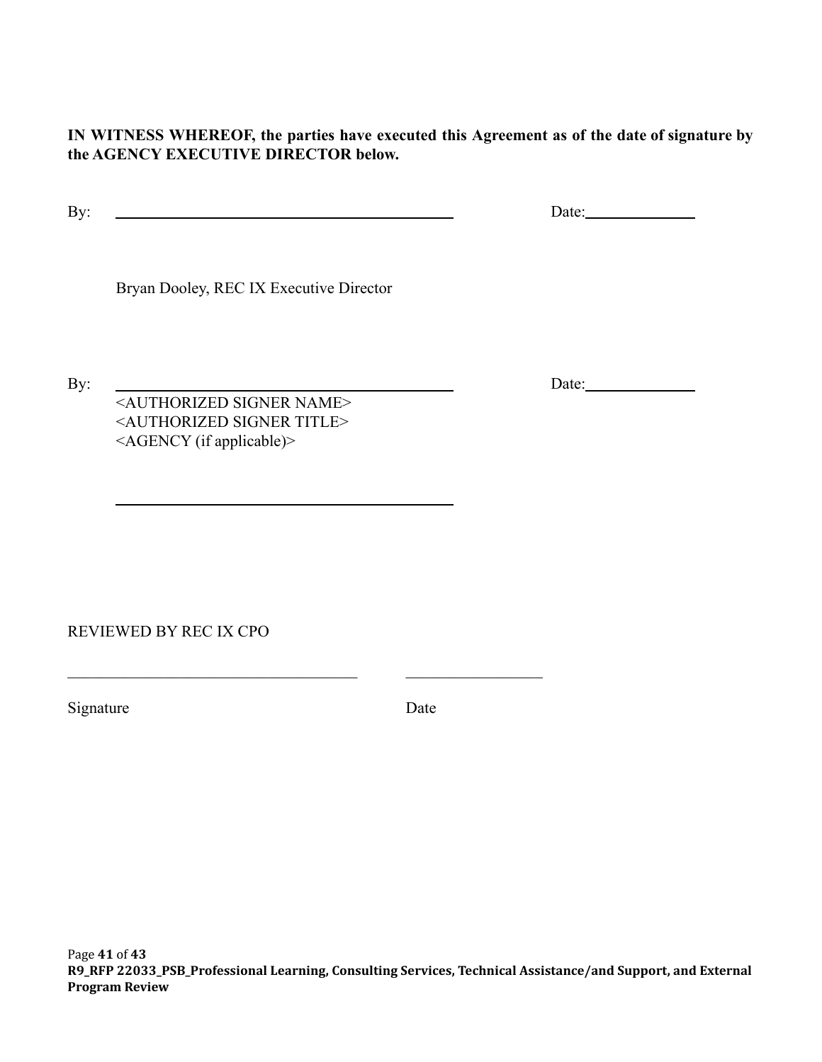**IN WITNESS WHEREOF, the parties have executed this Agreement as of the date of signature by the AGENCY EXECUTIVE DIRECTOR below.**

By: ____________________________________________ Date: ______________

Bryan Dooley, REC IX Executive Director

By: ____________________________________________ Date: ______________

<AUTHORIZED SIGNER NAME>
<AUTHORIZED SIGNER TITLE>
<AGENCY (if applicable)>

____________________________________________

REVIEWED BY REC IX CPO

____________________________________ ________________

Signature Date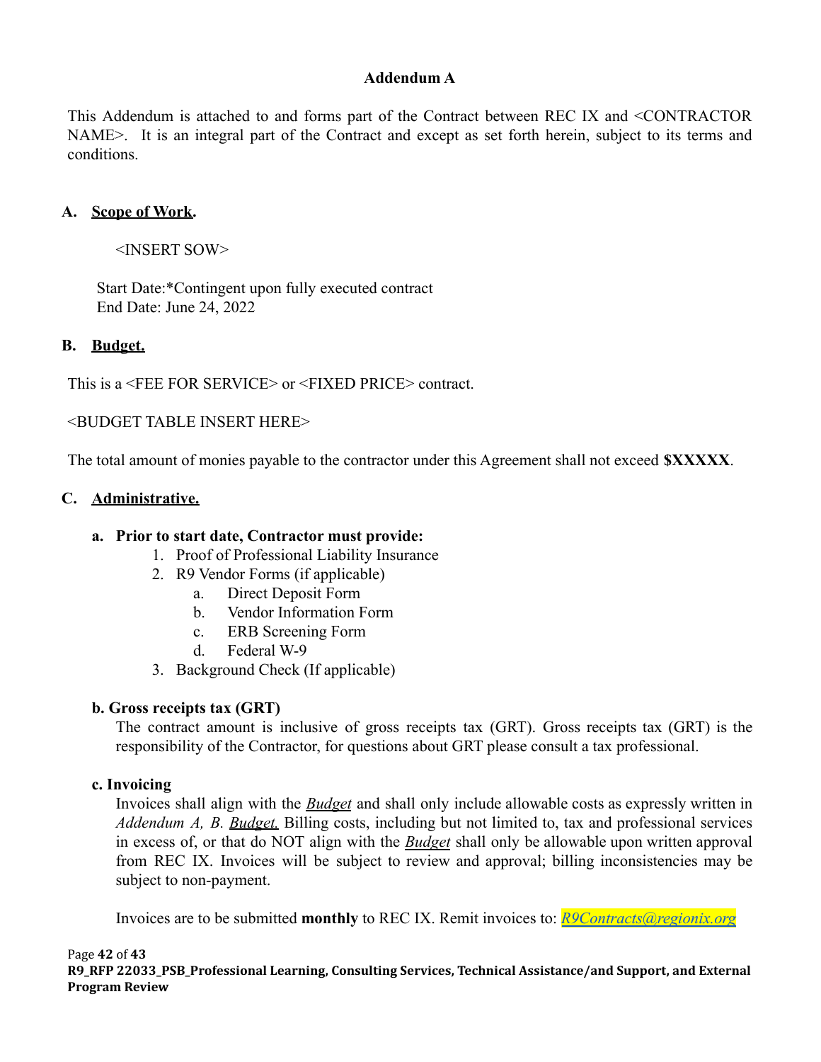**Addendum A**

This Addendum is attached to and forms part of the Contract between REC IX and <CONTRACTOR NAME>. It is an integral part of the Contract and except as set forth herein, subject to its terms and conditions.

## A. Scope of Work.

<INSERT SOW>

Start Date:*Contingent upon fully executed contract
End Date: June 24, 2022

## B. Budget.

This is a <FEE FOR SERVICE> or <FIXED PRICE> contract.

<BUDGET TABLE INSERT HERE>

The total amount of monies payable to the contractor under this Agreement shall not exceed **$XXXXX**.

## C. Administrative.

**a. Prior to start date, Contractor must provide:**

1. Proof of Professional Liability Insurance
2. R9 Vendor Forms (if applicable)
    a. Direct Deposit Form
    b. Vendor Information Form
    c. ERB Screening Form
    d. Federal W-9
3. Background Check (If applicable)

**b. Gross receipts tax (GRT)**

The contract amount is inclusive of gross receipts tax (GRT). Gross receipts tax (GRT) is the responsibility of the Contractor, for questions about GRT please consult a tax professional.

**c. Invoicing**

Invoices shall align with the ***Budget*** and shall only include allowable costs as expressly written in *Addendum A, B. Budget.* Billing costs, including but not limited to, tax and professional services in excess of, or that do NOT align with the ***Budget*** shall only be allowable upon written approval from REC IX. Invoices will be subject to review and approval; billing inconsistencies may be subject to non-payment.

Invoices are to be submitted **monthly** to REC IX. Remit invoices to: *R9Contracts@regionix.org*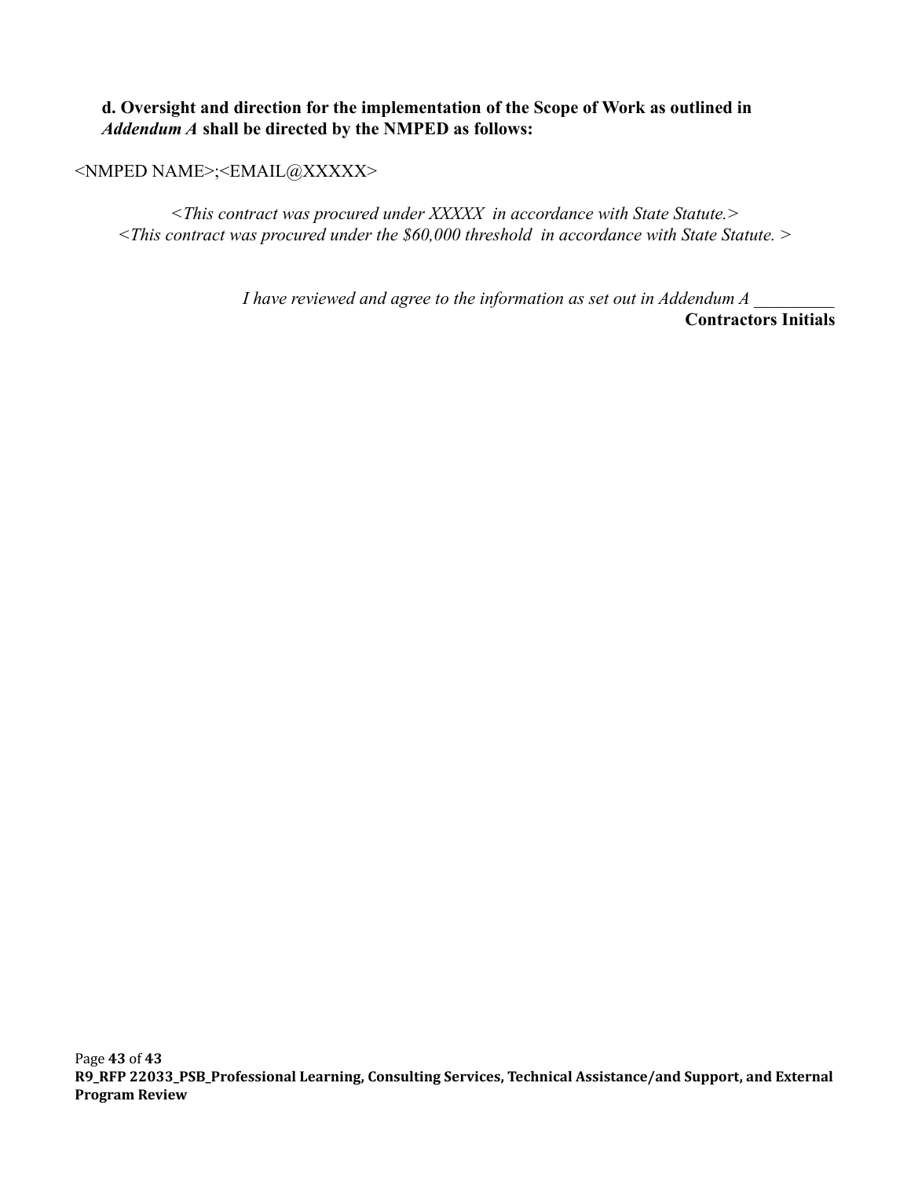**d. Oversight and direction for the implementation of the Scope of Work as outlined in *Addendum A* shall be directed by the NMPED as follows:**

<NMPED NAME>;<EMAIL@XXXXX>

*<This contract was procured under XXXXX in accordance with State Statute.>*
*<This contract was procured under the $60,000 threshold in accordance with State Statute. >*

*I have reviewed and agree to the information as set out in Addendum A* _________
**Contractors Initials**